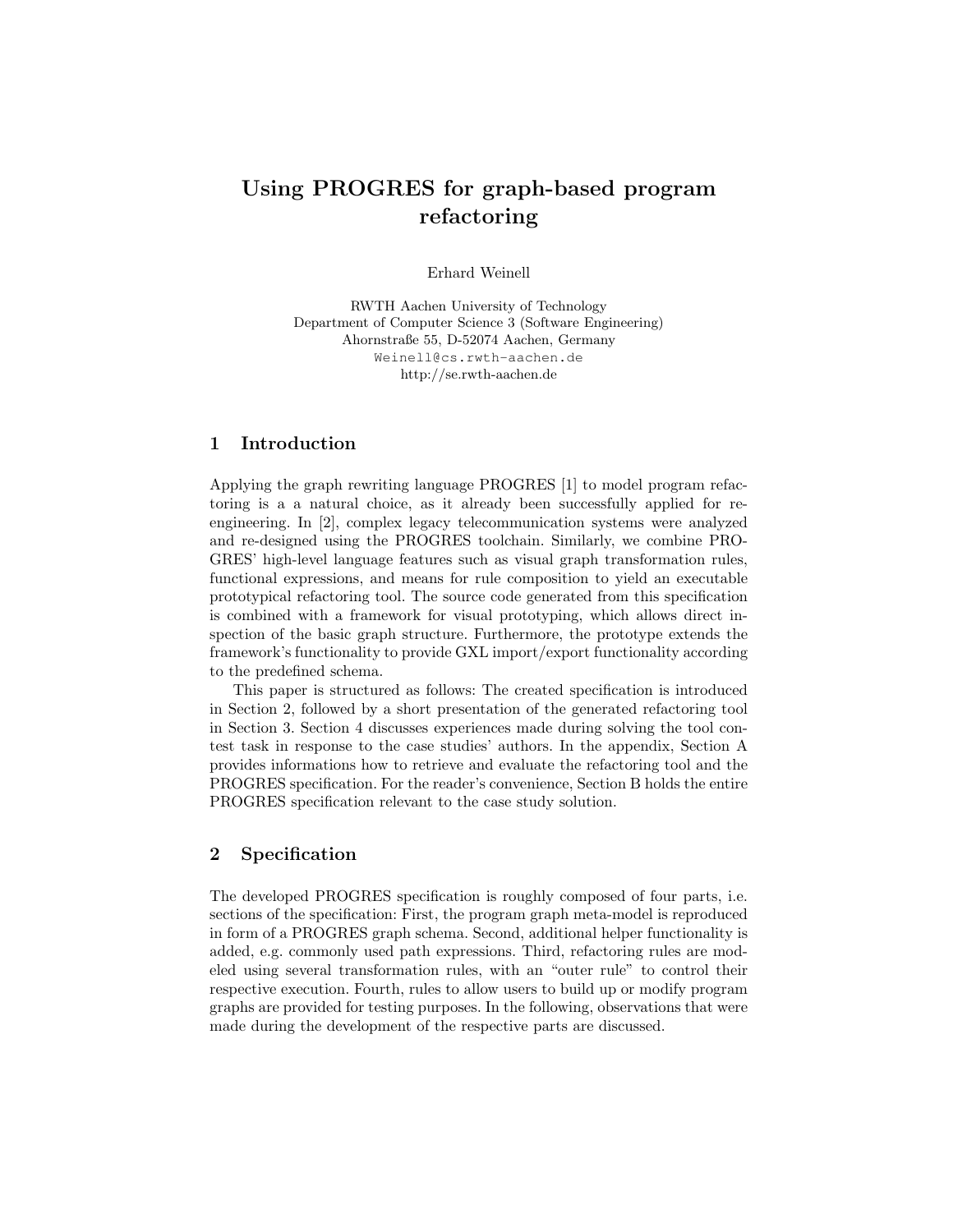# Using PROGRES for graph-based program refactoring

Erhard Weinell

RWTH Aachen University of Technology
Department of Computer Science 3 (Software Engineering)
Ahornstraße 55, D-52074 Aachen, Germany
Weinell@cs.rwth-aachen.de
http://se.rwth-aachen.de

## 1 Introduction

Applying the graph rewriting language PROGRES [1] to model program refactoring is a a natural choice, as it already been successfully applied for re-engineering. In [2], complex legacy telecommunication systems were analyzed and re-designed using the PROGRES toolchain. Similarly, we combine PROGRES' high-level language features such as visual graph transformation rules, functional expressions, and means for rule composition to yield an executable prototypical refactoring tool. The source code generated from this specification is combined with a framework for visual prototyping, which allows direct inspection of the basic graph structure. Furthermore, the prototype extends the framework's functionality to provide GXL import/export functionality according to the predefined schema.

This paper is structured as follows: The created specification is introduced in Section 2, followed by a short presentation of the generated refactoring tool in Section 3. Section 4 discusses experiences made during solving the tool contest task in response to the case studies' authors. In the appendix, Section A provides informations how to retrieve and evaluate the refactoring tool and the PROGRES specification. For the reader's convenience, Section B holds the entire PROGRES specification relevant to the case study solution.

## 2 Specification

The developed PROGRES specification is roughly composed of four parts, i.e. sections of the specification: First, the program graph meta-model is reproduced in form of a PROGRES graph schema. Second, additional helper functionality is added, e.g. commonly used path expressions. Third, refactoring rules are modeled using several transformation rules, with an "outer rule" to control their respective execution. Fourth, rules to allow users to build up or modify program graphs are provided for testing purposes. In the following, observations that were made during the development of the respective parts are discussed.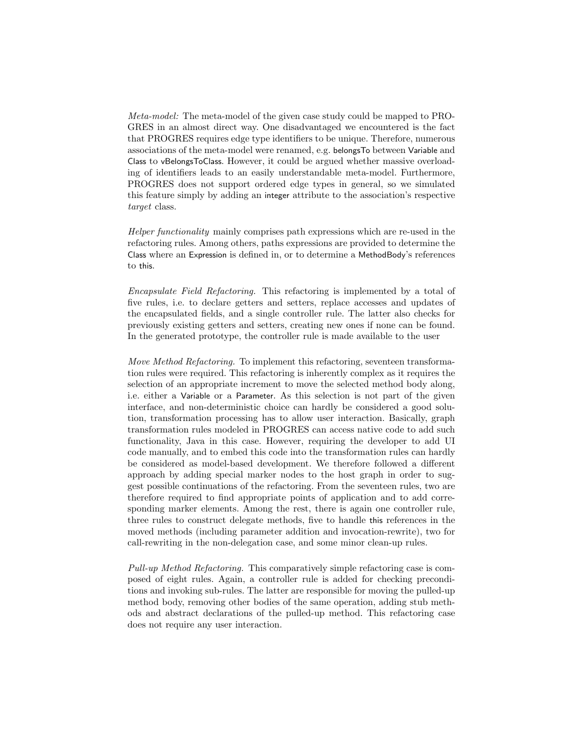*Meta-model:* The meta-model of the given case study could be mapped to PROGRES in an almost direct way. One disadvantaged we encountered is the fact that PROGRES requires edge type identifiers to be unique. Therefore, numerous associations of the meta-model were renamed, e.g. belongsTo between Variable and Class to vBelongsToClass. However, it could be argued whether massive overloading of identifiers leads to an easily understandable meta-model. Furthermore, PROGRES does not support ordered edge types in general, so we simulated this feature simply by adding an integer attribute to the association's respective *target* class.

*Helper functionality* mainly comprises path expressions which are re-used in the refactoring rules. Among others, paths expressions are provided to determine the Class where an Expression is defined in, or to determine a MethodBody's references to this.

*Encapsulate Field Refactoring.* This refactoring is implemented by a total of five rules, i.e. to declare getters and setters, replace accesses and updates of the encapsulated fields, and a single controller rule. The latter also checks for previously existing getters and setters, creating new ones if none can be found. In the generated prototype, the controller rule is made available to the user

*Move Method Refactoring.* To implement this refactoring, seventeen transformation rules were required. This refactoring is inherently complex as it requires the selection of an appropriate increment to move the selected method body along, i.e. either a Variable or a Parameter. As this selection is not part of the given interface, and non-deterministic choice can hardly be considered a good solution, transformation processing has to allow user interaction. Basically, graph transformation rules modeled in PROGRES can access native code to add such functionality, Java in this case. However, requiring the developer to add UI code manually, and to embed this code into the transformation rules can hardly be considered as model-based development. We therefore followed a different approach by adding special marker nodes to the host graph in order to suggest possible continuations of the refactoring. From the seventeen rules, two are therefore required to find appropriate points of application and to add corresponding marker elements. Among the rest, there is again one controller rule, three rules to construct delegate methods, five to handle this references in the moved methods (including parameter addition and invocation-rewrite), two for call-rewriting in the non-delegation case, and some minor clean-up rules.

*Pull-up Method Refactoring.* This comparatively simple refactoring case is composed of eight rules. Again, a controller rule is added for checking preconditions and invoking sub-rules. The latter are responsible for moving the pulled-up method body, removing other bodies of the same operation, adding stub methods and abstract declarations of the pulled-up method. This refactoring case does not require any user interaction.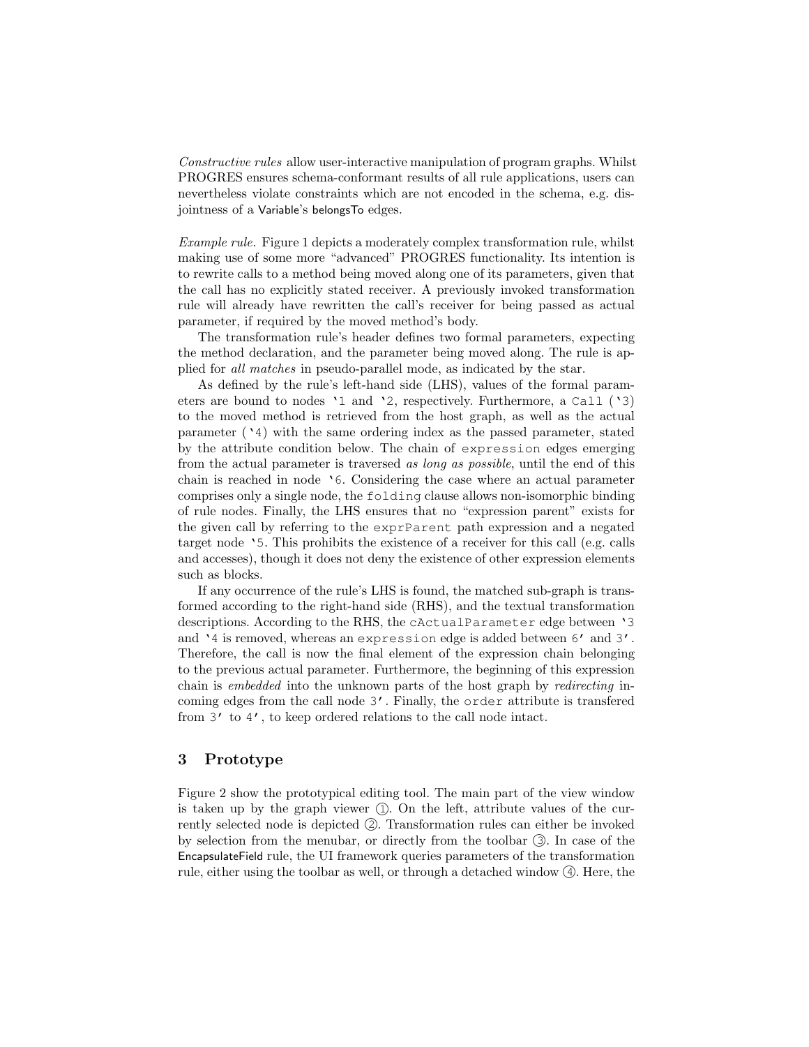*Constructive rules* allow user-interactive manipulation of program graphs. Whilst PROGRES ensures schema-conformant results of all rule applications, users can nevertheless violate constraints which are not encoded in the schema, e.g. disjointness of a Variable's belongsTo edges.

*Example rule.* Figure 1 depicts a moderately complex transformation rule, whilst making use of some more "advanced" PROGRES functionality. Its intention is to rewrite calls to a method being moved along one of its parameters, given that the call has no explicitly stated receiver. A previously invoked transformation rule will already have rewritten the call's receiver for being passed as actual parameter, if required by the moved method's body.

The transformation rule's header defines two formal parameters, expecting the method declaration, and the parameter being moved along. The rule is applied for *all matches* in pseudo-parallel mode, as indicated by the star.

As defined by the rule's left-hand side (LHS), values of the formal parameters are bound to nodes `'1` and `'2`, respectively. Furthermore, a `Call` (`'3`) to the moved method is retrieved from the host graph, as well as the actual parameter (`'4`) with the same ordering index as the passed parameter, stated by the attribute condition below. The chain of `expression` edges emerging from the actual parameter is traversed *as long as possible*, until the end of this chain is reached in node `'6`. Considering the case where an actual parameter comprises only a single node, the `folding` clause allows non-isomorphic binding of rule nodes. Finally, the LHS ensures that no "expression parent" exists for the given call by referring to the `exprParent` path expression and a negated target node `'5`. This prohibits the existence of a receiver for this call (e.g. calls and accesses), though it does not deny the existence of other expression elements such as blocks.

If any occurrence of the rule's LHS is found, the matched sub-graph is transformed according to the right-hand side (RHS), and the textual transformation descriptions. According to the RHS, the `cActualParameter` edge between `'3` and `'4` is removed, whereas an `expression` edge is added between `6'` and `3'`. Therefore, the call is now the final element of the expression chain belonging to the previous actual parameter. Furthermore, the beginning of this expression chain is *embedded* into the unknown parts of the host graph by *redirecting* incoming edges from the call node `3'`. Finally, the `order` attribute is transfered from `3'` to `4'`, to keep ordered relations to the call node intact.

## 3 Prototype

Figure 2 show the prototypical editing tool. The main part of the view window is taken up by the graph viewer ①. On the left, attribute values of the currently selected node is depicted ②. Transformation rules can either be invoked by selection from the menubar, or directly from the toolbar ③. In case of the EncapsulateField rule, the UI framework queries parameters of the transformation rule, either using the toolbar as well, or through a detached window ④. Here, the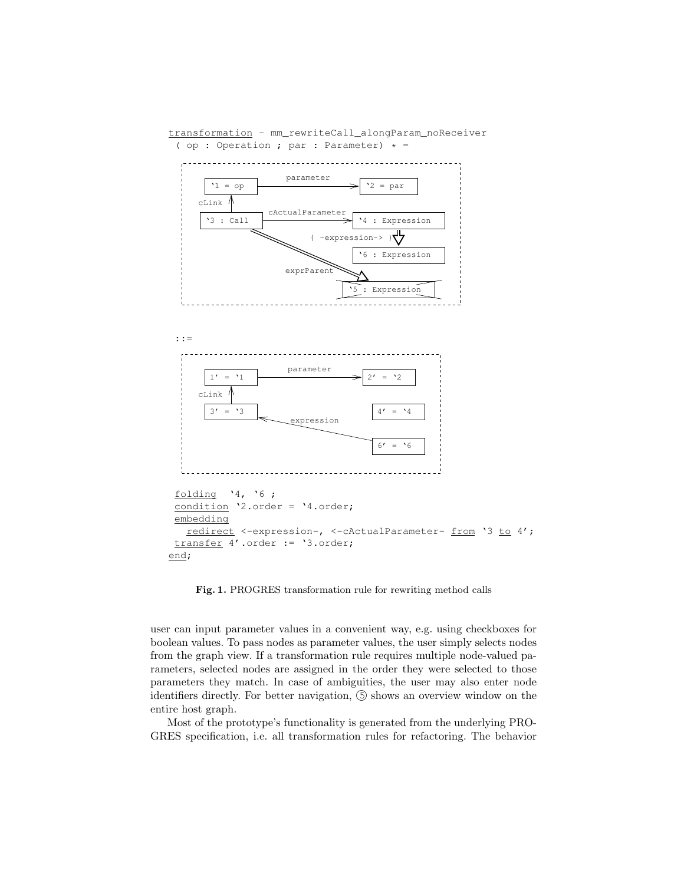```
transformation - mm_rewriteCall_alongParam_noReceiver
 ( op : Operation ; par : Parameter) * =

 [LHS graph:
   `1 = op  --parameter-->  `2 = par
   `3 : Call --cLink--> `1 = op
   `3 : Call --cActualParameter--> `4 : Expression
   `4 : Expression ={ -expression-> }=> `6 : Expression
   `3 : Call =exprParent=> `5 : Expression (crossed out / negative node)]

 ::=

 [RHS graph:
   1' = `1  --parameter-->  2' = `2
   3' = `3 --cLink--> 1' = `1
   4' = `4
   6' = `6 --expression--> 3' = `3]

 folding  `4, `6 ;
 condition `2.order = `4.order;
 embedding
   redirect <-expression-, <-cActualParameter- from `3 to 4';
 transfer 4'.order := `3.order;
end;
```

**Fig. 1.** PROGRES transformation rule for rewriting method calls

user can input parameter values in a convenient way, e.g. using checkboxes for boolean values. To pass nodes as parameter values, the user simply selects nodes from the graph view. If a transformation rule requires multiple node-valued parameters, selected nodes are assigned in the order they were selected to those parameters they match. In case of ambiguities, the user may also enter node identifiers directly. For better navigation, ⑤ shows an overview window on the entire host graph.

Most of the prototype's functionality is generated from the underlying PROGRES specification, i.e. all transformation rules for refactoring. The behavior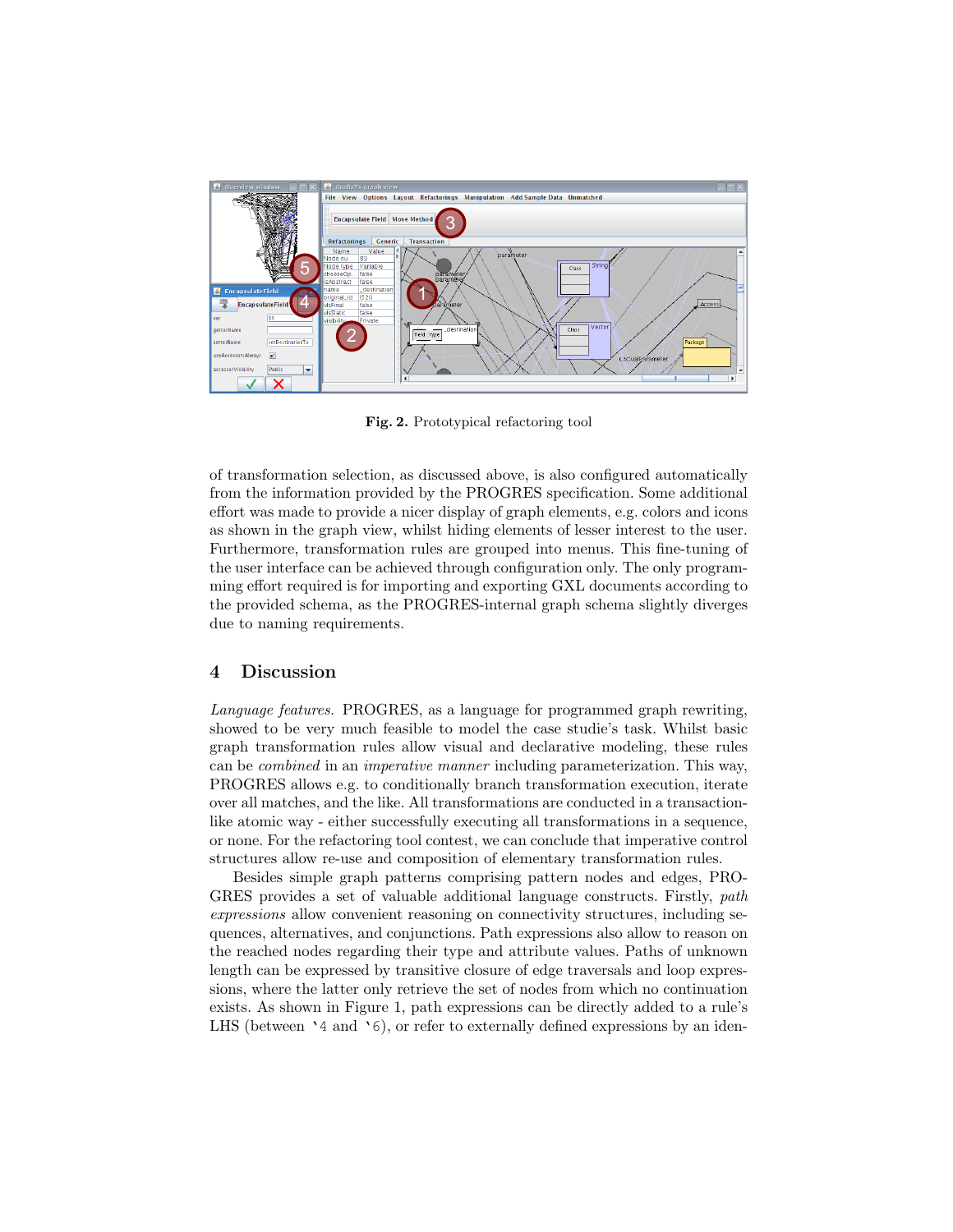**Fig. 2.** Prototypical refactoring tool

of transformation selection, as discussed above, is also configured automatically from the information provided by the PROGRES specification. Some additional effort was made to provide a nicer display of graph elements, e.g. colors and icons as shown in the graph view, whilst hiding elements of lesser interest to the user. Furthermore, transformation rules are grouped into menus. This fine-tuning of the user interface can be achieved through configuration only. The only programming effort required is for importing and exporting GXL documents according to the provided schema, as the PROGRES-internal graph schema slightly diverges due to naming requirements.

## 4 Discussion

*Language features.* PROGRES, as a language for programmed graph rewriting, showed to be very much feasible to model the case studie's task. Whilst basic graph transformation rules allow visual and declarative modeling, these rules can be *combined* in an *imperative manner* including parameterization. This way, PROGRES allows e.g. to conditionally branch transformation execution, iterate over all matches, and the like. All transformations are conducted in a transaction-like atomic way - either successfully executing all transformations in a sequence, or none. For the refactoring tool contest, we can conclude that imperative control structures allow re-use and composition of elementary transformation rules.

Besides simple graph patterns comprising pattern nodes and edges, PROGRES provides a set of valuable additional language constructs. Firstly, *path expressions* allow convenient reasoning on connectivity structures, including sequences, alternatives, and conjunctions. Path expressions also allow to reason on the reached nodes regarding their type and attribute values. Paths of unknown length can be expressed by transitive closure of edge traversals and loop expressions, where the latter only retrieve the set of nodes from which no continuation exists. As shown in Figure 1, path expressions can be directly added to a rule's LHS (between '4 and '6), or refer to externally defined expressions by an iden-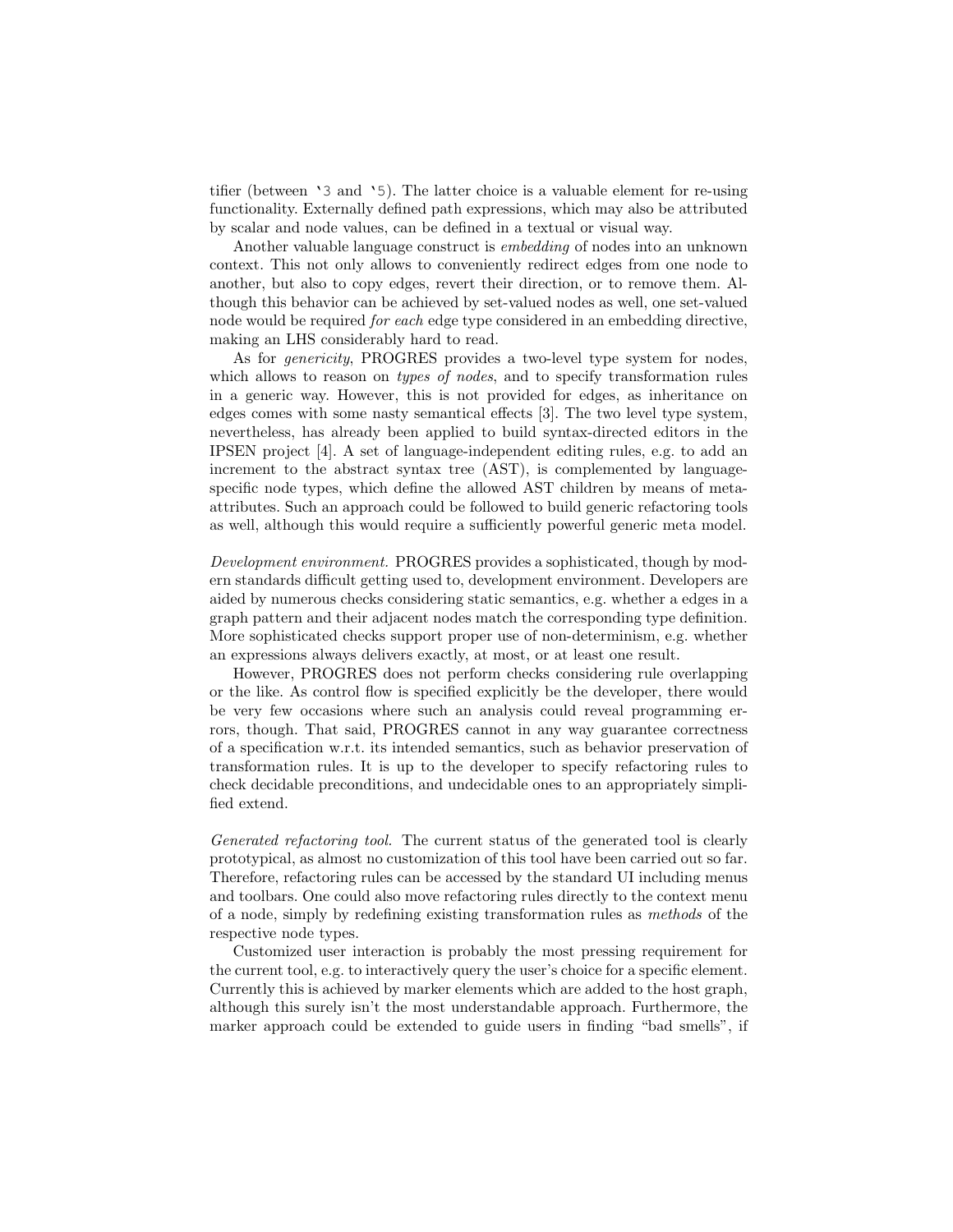tifier (between `3 and `5). The latter choice is a valuable element for re-using functionality. Externally defined path expressions, which may also be attributed by scalar and node values, can be defined in a textual or visual way.

Another valuable language construct is *embedding* of nodes into an unknown context. This not only allows to conveniently redirect edges from one node to another, but also to copy edges, revert their direction, or to remove them. Although this behavior can be achieved by set-valued nodes as well, one set-valued node would be required *for each* edge type considered in an embedding directive, making an LHS considerably hard to read.

As for *genericity*, PROGRES provides a two-level type system for nodes, which allows to reason on *types of nodes*, and to specify transformation rules in a generic way. However, this is not provided for edges, as inheritance on edges comes with some nasty semantical effects [3]. The two level type system, nevertheless, has already been applied to build syntax-directed editors in the IPSEN project [4]. A set of language-independent editing rules, e.g. to add an increment to the abstract syntax tree (AST), is complemented by language-specific node types, which define the allowed AST children by means of meta-attributes. Such an approach could be followed to build generic refactoring tools as well, although this would require a sufficiently powerful generic meta model.

*Development environment.* PROGRES provides a sophisticated, though by modern standards difficult getting used to, development environment. Developers are aided by numerous checks considering static semantics, e.g. whether a edges in a graph pattern and their adjacent nodes match the corresponding type definition. More sophisticated checks support proper use of non-determinism, e.g. whether an expressions always delivers exactly, at most, or at least one result.

However, PROGRES does not perform checks considering rule overlapping or the like. As control flow is specified explicitly be the developer, there would be very few occasions where such an analysis could reveal programming errors, though. That said, PROGRES cannot in any way guarantee correctness of a specification w.r.t. its intended semantics, such as behavior preservation of transformation rules. It is up to the developer to specify refactoring rules to check decidable preconditions, and undecidable ones to an appropriately simplified extend.

*Generated refactoring tool.* The current status of the generated tool is clearly prototypical, as almost no customization of this tool have been carried out so far. Therefore, refactoring rules can be accessed by the standard UI including menus and toolbars. One could also move refactoring rules directly to the context menu of a node, simply by redefining existing transformation rules as *methods* of the respective node types.

Customized user interaction is probably the most pressing requirement for the current tool, e.g. to interactively query the user's choice for a specific element. Currently this is achieved by marker elements which are added to the host graph, although this surely isn't the most understandable approach. Furthermore, the marker approach could be extended to guide users in finding "bad smells", if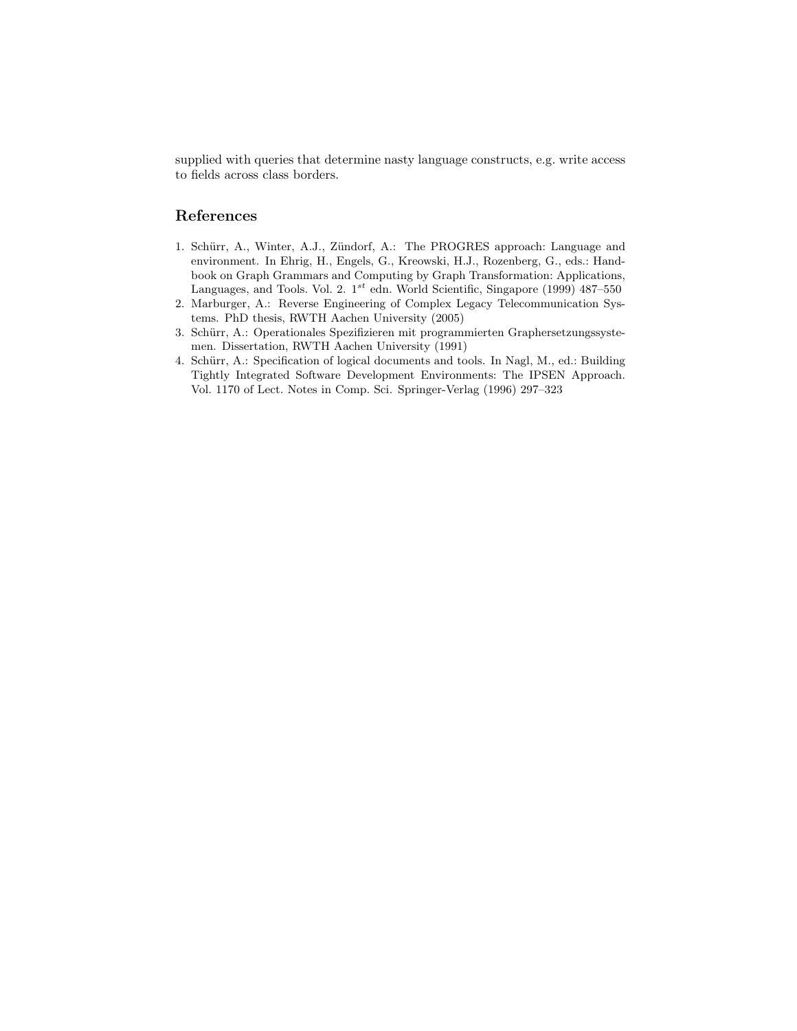supplied with queries that determine nasty language constructs, e.g. write access to fields across class borders.

## References

1. Schürr, A., Winter, A.J., Zündorf, A.: The PROGRES approach: Language and environment. In Ehrig, H., Engels, G., Kreowski, H.J., Rozenberg, G., eds.: Handbook on Graph Grammars and Computing by Graph Transformation: Applications, Languages, and Tools. Vol. 2. $1^{st}$ edn. World Scientific, Singapore (1999) 487–550
2. Marburger, A.: Reverse Engineering of Complex Legacy Telecommunication Systems. PhD thesis, RWTH Aachen University (2005)
3. Schürr, A.: Operationales Spezifizieren mit programmierten Graphersetzungssystemen. Dissertation, RWTH Aachen University (1991)
4. Schürr, A.: Specification of logical documents and tools. In Nagl, M., ed.: Building Tightly Integrated Software Development Environments: The IPSEN Approach. Vol. 1170 of Lect. Notes in Comp. Sci. Springer-Verlag (1996) 297–323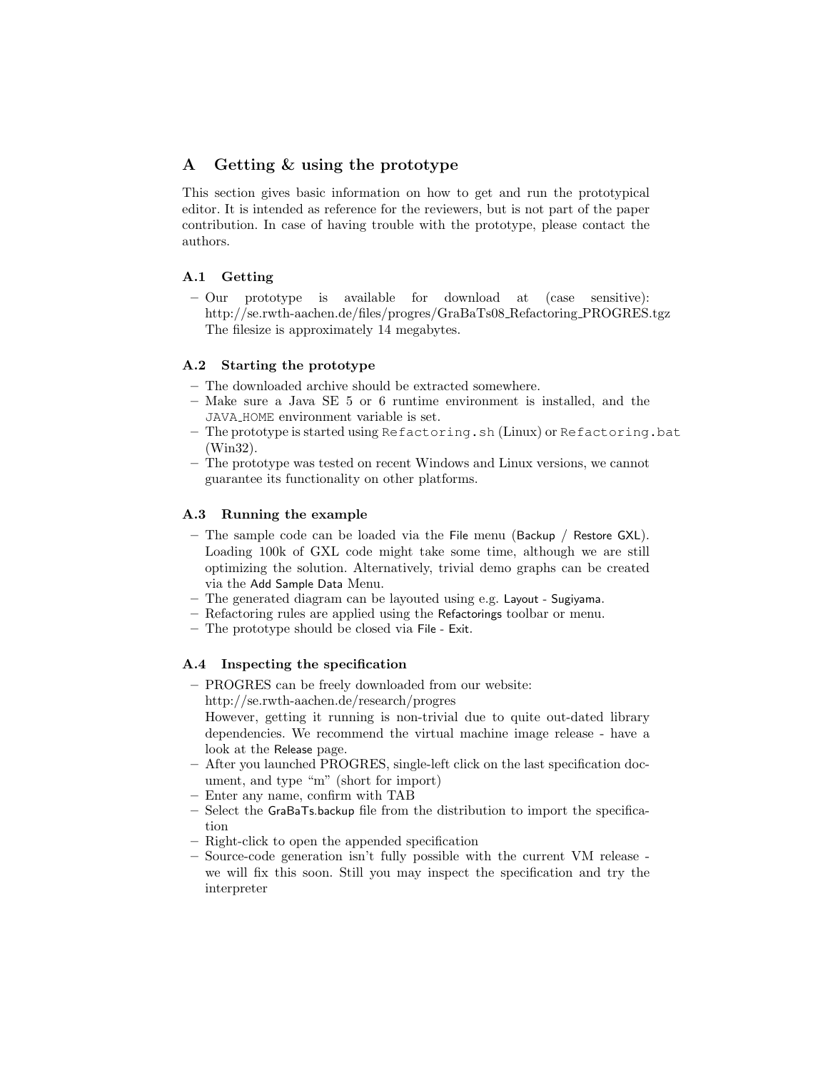## A Getting & using the prototype

This section gives basic information on how to get and run the prototypical editor. It is intended as reference for the reviewers, but is not part of the paper contribution. In case of having trouble with the prototype, please contact the authors.

### A.1 Getting

– Our prototype is available for download at (case sensitive): http://se.rwth-aachen.de/files/progres/GraBaTs08_Refactoring_PROGRES.tgz The filesize is approximately 14 megabytes.

### A.2 Starting the prototype

– The downloaded archive should be extracted somewhere.
– Make sure a Java SE 5 or 6 runtime environment is installed, and the `JAVA_HOME` environment variable is set.
– The prototype is started using `Refactoring.sh` (Linux) or `Refactoring.bat` (Win32).
– The prototype was tested on recent Windows and Linux versions, we cannot guarantee its functionality on other platforms.

### A.3 Running the example

– The sample code can be loaded via the File menu (Backup / Restore GXL). Loading 100k of GXL code might take some time, although we are still optimizing the solution. Alternatively, trivial demo graphs can be created via the Add Sample Data Menu.
– The generated diagram can be layouted using e.g. Layout - Sugiyama.
– Refactoring rules are applied using the Refactorings toolbar or menu.
– The prototype should be closed via File - Exit.

### A.4 Inspecting the specification

– PROGRES can be freely downloaded from our website: http://se.rwth-aachen.de/research/progres However, getting it running is non-trivial due to quite out-dated library dependencies. We recommend the virtual machine image release - have a look at the Release page.
– After you launched PROGRES, single-left click on the last specification document, and type "m" (short for import)
– Enter any name, confirm with TAB
– Select the GraBaTs.backup file from the distribution to import the specification
– Right-click to open the appended specification
– Source-code generation isn't fully possible with the current VM release - we will fix this soon. Still you may inspect the specification and try the interpreter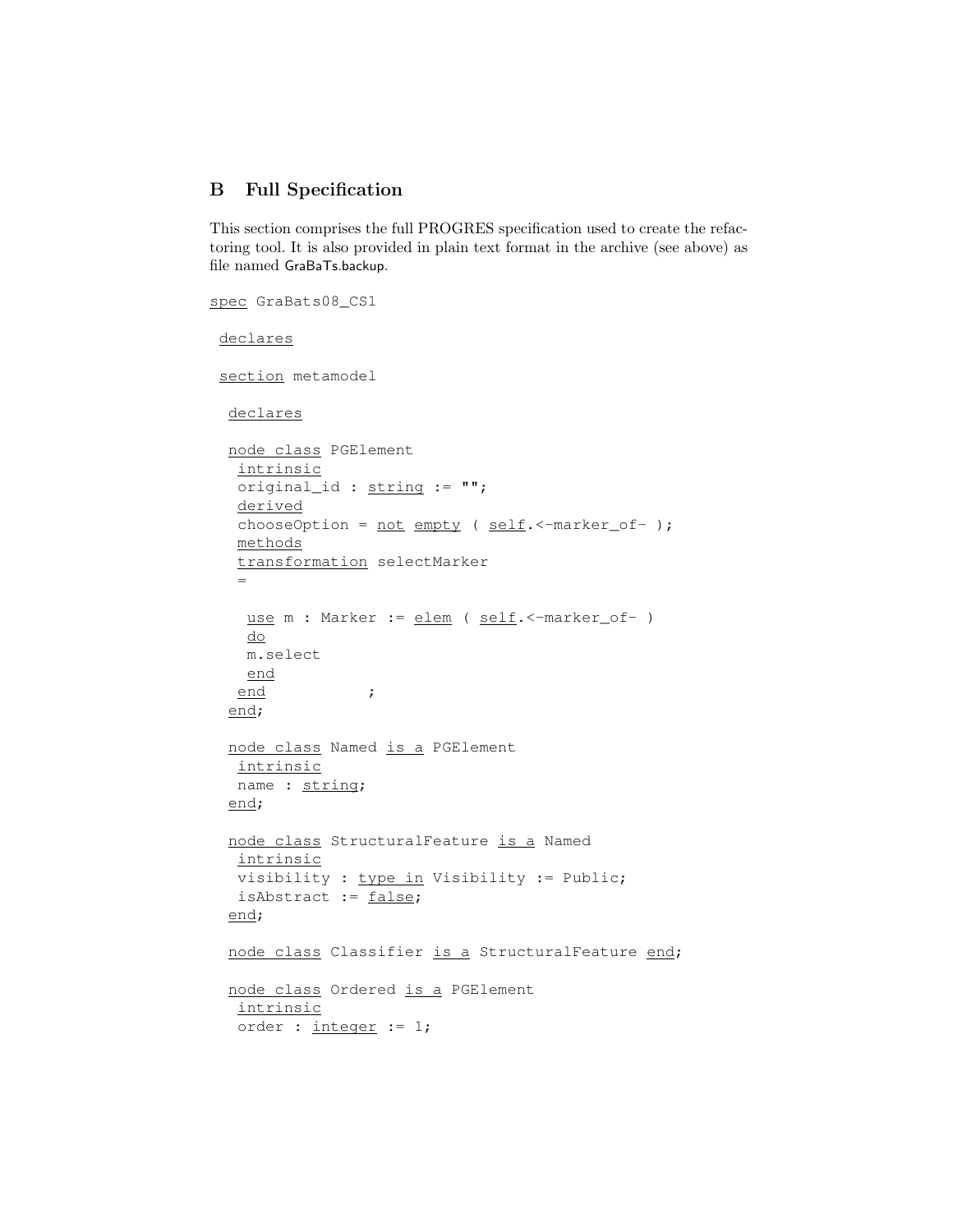## B Full Specification

This section comprises the full PROGRES specification used to create the refactoring tool. It is also provided in plain text format in the archive (see above) as file named GraBaTs.backup.

```
spec GraBats08_CS1

 declares

 section metamodel

  declares

  node class PGElement
   intrinsic
   original_id : string := "";
   derived
   chooseOption = not empty ( self.<-marker_of- );
   methods
   transformation selectMarker
   =

    use m : Marker := elem ( self.<-marker_of- )
    do
    m.select
    end
   end           ;
  end;

  node class Named is a PGElement
   intrinsic
   name : string;
  end;

  node class StructuralFeature is a Named
   intrinsic
   visibility : type in Visibility := Public;
   isAbstract := false;
  end;

  node class Classifier is a StructuralFeature end;

  node class Ordered is a PGElement
   intrinsic
   order : integer := 1;
```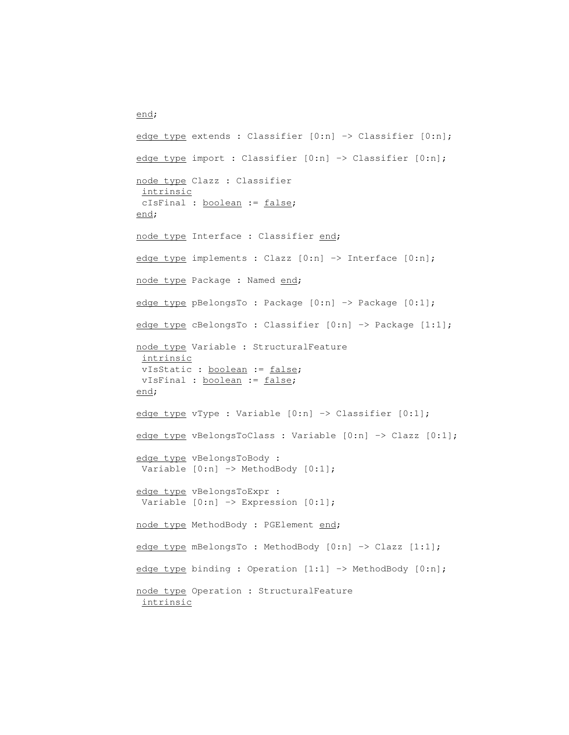```
end;

edge type extends : Classifier [0:n] -> Classifier [0:n];

edge type import : Classifier [0:n] -> Classifier [0:n];

node type Clazz : Classifier
 intrinsic
 cIsFinal : boolean := false;
end;

node type Interface : Classifier end;

edge type implements : Clazz [0:n] -> Interface [0:n];

node type Package : Named end;

edge type pBelongsTo : Package [0:n] -> Package [0:1];

edge type cBelongsTo : Classifier [0:n] -> Package [1:1];

node type Variable : StructuralFeature
 intrinsic
 vIsStatic : boolean := false;
 vIsFinal : boolean := false;
end;

edge type vType : Variable [0:n] -> Classifier [0:1];

edge type vBelongsToClass : Variable [0:n] -> Clazz [0:1];

edge type vBelongsToBody :
 Variable [0:n] -> MethodBody [0:1];

edge type vBelongsToExpr :
 Variable [0:n] -> Expression [0:1];

node type MethodBody : PGElement end;

edge type mBelongsTo : MethodBody [0:n] -> Clazz [1:1];

edge type binding : Operation [1:1] -> MethodBody [0:n];

node type Operation : StructuralFeature
 intrinsic
```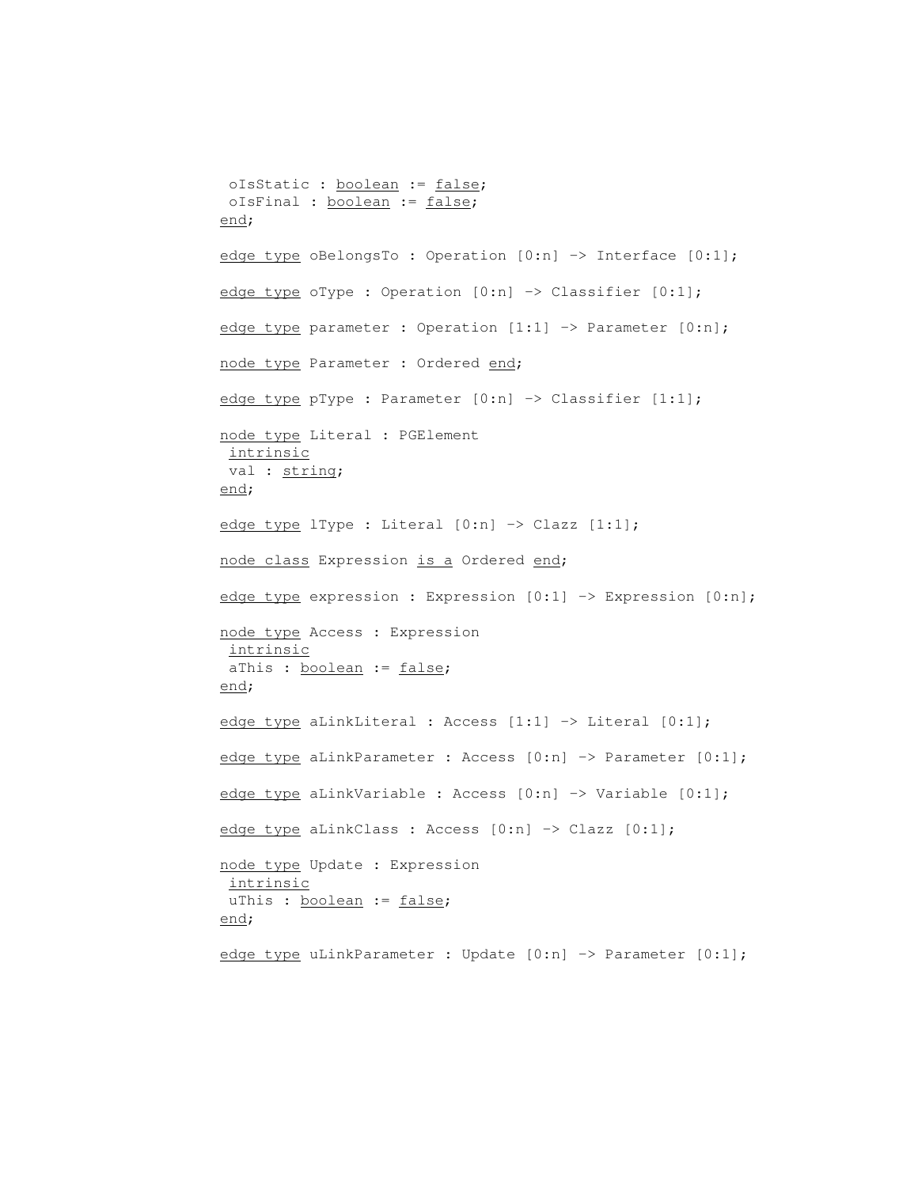```
 oIsStatic : boolean := false;
 oIsFinal : boolean := false;
end;

edge type oBelongsTo : Operation [0:n] -> Interface [0:1];

edge type oType : Operation [0:n] -> Classifier [0:1];

edge type parameter : Operation [1:1] -> Parameter [0:n];

node type Parameter : Ordered end;

edge type pType : Parameter [0:n] -> Classifier [1:1];

node type Literal : PGElement
 intrinsic
 val : string;
end;

edge type lType : Literal [0:n] -> Clazz [1:1];

node class Expression is a Ordered end;

edge type expression : Expression [0:1] -> Expression [0:n];

node type Access : Expression
 intrinsic
 aThis : boolean := false;
end;

edge type aLinkLiteral : Access [1:1] -> Literal [0:1];

edge type aLinkParameter : Access [0:n] -> Parameter [0:1];

edge type aLinkVariable : Access [0:n] -> Variable [0:1];

edge type aLinkClass : Access [0:n] -> Clazz [0:1];

node type Update : Expression
 intrinsic
 uThis : boolean := false;
end;

edge type uLinkParameter : Update [0:n] -> Parameter [0:1];
```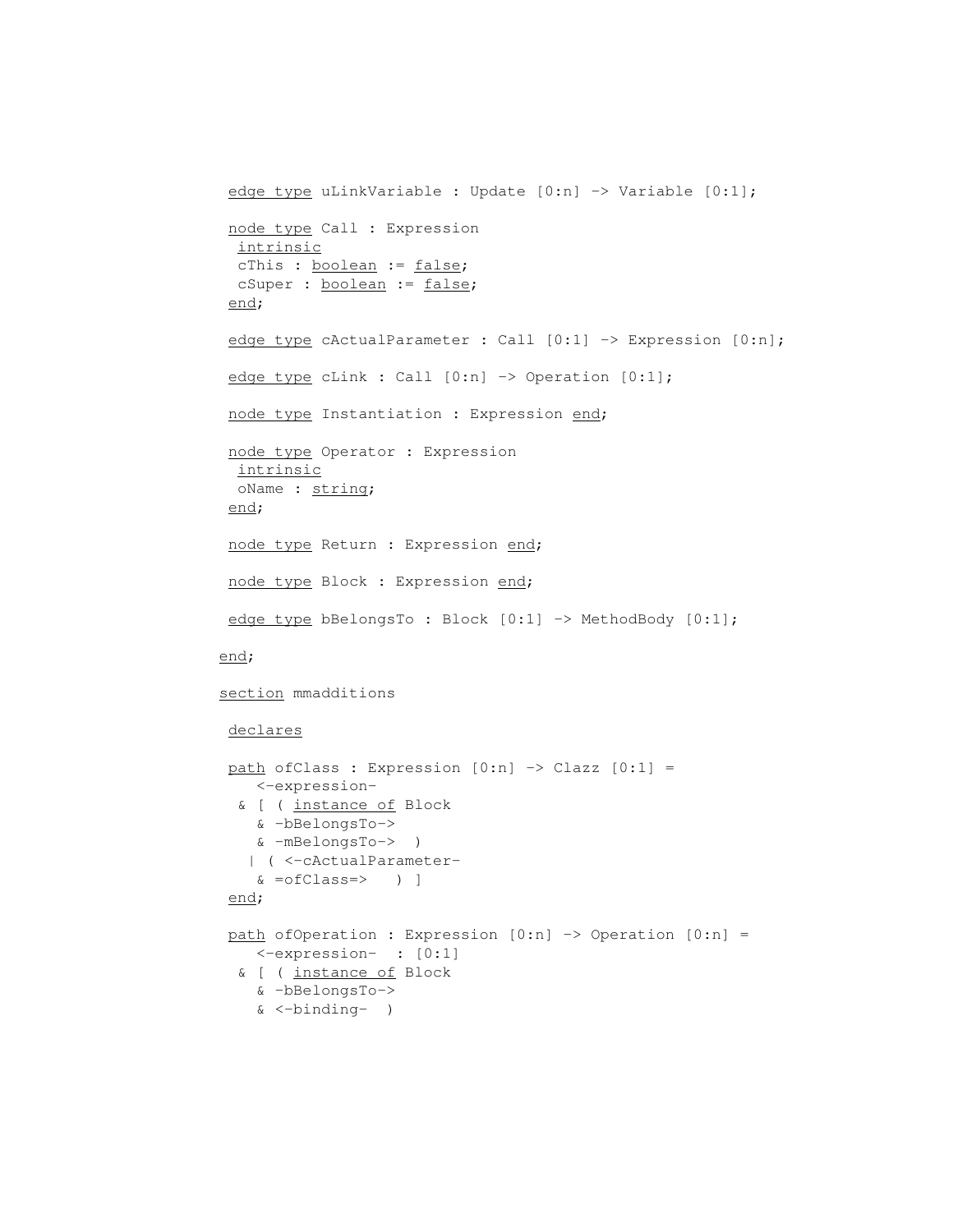```
 edge type uLinkVariable : Update [0:n] -> Variable [0:1];

 node type Call : Expression
  intrinsic
  cThis : boolean := false;
  cSuper : boolean := false;
 end;

 edge type cActualParameter : Call [0:1] -> Expression [0:n];

 edge type cLink : Call [0:n] -> Operation [0:1];

 node type Instantiation : Expression end;

 node type Operator : Expression
  intrinsic
  oName : string;
 end;

 node type Return : Expression end;

 node type Block : Expression end;

 edge type bBelongsTo : Block [0:1] -> MethodBody [0:1];

end;

section mmadditions

 declares

 path ofClass : Expression [0:n] -> Clazz [0:1] =
    <-expression-
  & [ ( instance of Block
    & -bBelongsTo->
    & -mBelongsTo-> )
   | ( <-cActualParameter-
    & =ofClass=>   ) ]
 end;

 path ofOperation : Expression [0:n] -> Operation [0:n] =
    <-expression-  : [0:1]
  & [ ( instance of Block
    & -bBelongsTo->
    & <-binding-  )
```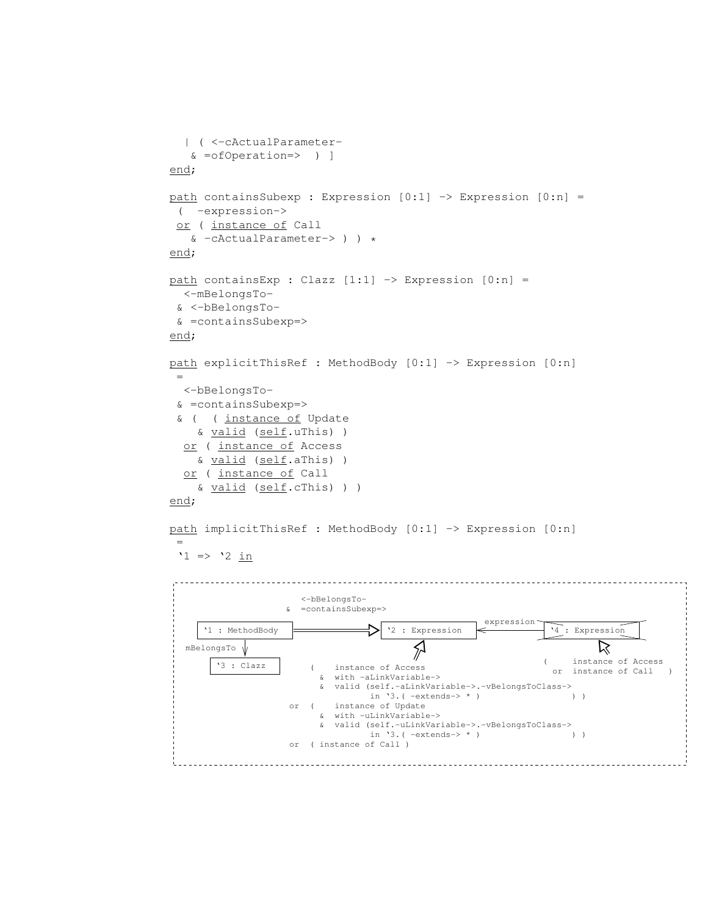```
  | ( <-cActualParameter-
   & =ofOperation=>  ) ]
end;

path containsSubexp : Expression [0:1] -> Expression [0:n] =
 (  -expression->
 or ( instance of Call
   & -cActualParameter-> ) ) *
end;

path containsExp : Clazz [1:1] -> Expression [0:n] =
  <-mBelongsTo-
 & <-bBelongsTo-
 & =containsSubexp=>
end;

path explicitThisRef : MethodBody [0:1] -> Expression [0:n]
 =
  <-bBelongsTo-
 & =containsSubexp=>
 & (  ( instance of Update
    & valid (self.uThis) )
  or ( instance of Access
    & valid (self.aThis) )
  or ( instance of Call
    & valid (self.cThis) ) )
end;

path implicitThisRef : MethodBody [0:1] -> Expression [0:n]
 =
 '1 => '2 in
```

```
                       <-bBelongsTo-
                     & =containsSubexp=>
                                                       expression
 '1 : MethodBody  ==========>  '2 : Expression  <------------  '4 : Expression
   |                                 ^                                ^
 mBelongsTo                          |                                |
   v                                                          (     instance of Access
 '3 : Clazz                                                      or  instance of Call   )
                     (    instance of Access
                       &  with -aLinkVariable->
                       &  valid (self.-aLinkVariable->.-vBelongsToClass->
                                  in '3.( -extends-> * )                  ) )
                  or  (    instance of Update
                       &  with -uLinkVariable->
                       &  valid (self.-uLinkVariable->.-vBelongsToClass->
                                  in '3.( -extends-> * )                  ) )
                  or  ( instance of Call )
```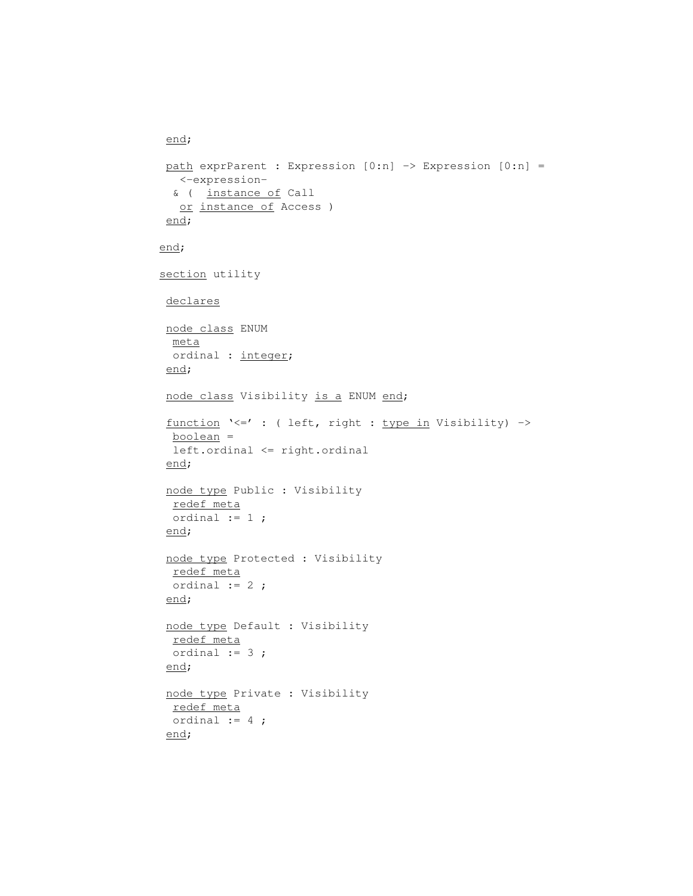```
 end;

 path exprParent : Expression [0:n] -> Expression [0:n] =
   <-expression-
  & (  instance of Call
   or instance of Access )
 end;

end;

section utility

 declares

 node class ENUM
  meta
  ordinal : integer;
 end;

 node class Visibility is a ENUM end;

 function '<=' : ( left, right : type in Visibility) ->
  boolean =
  left.ordinal <= right.ordinal
 end;

 node type Public : Visibility
  redef meta
  ordinal := 1 ;
 end;

 node type Protected : Visibility
  redef meta
  ordinal := 2 ;
 end;

 node type Default : Visibility
  redef meta
  ordinal := 3 ;
 end;

 node type Private : Visibility
  redef meta
  ordinal := 4 ;
 end;
```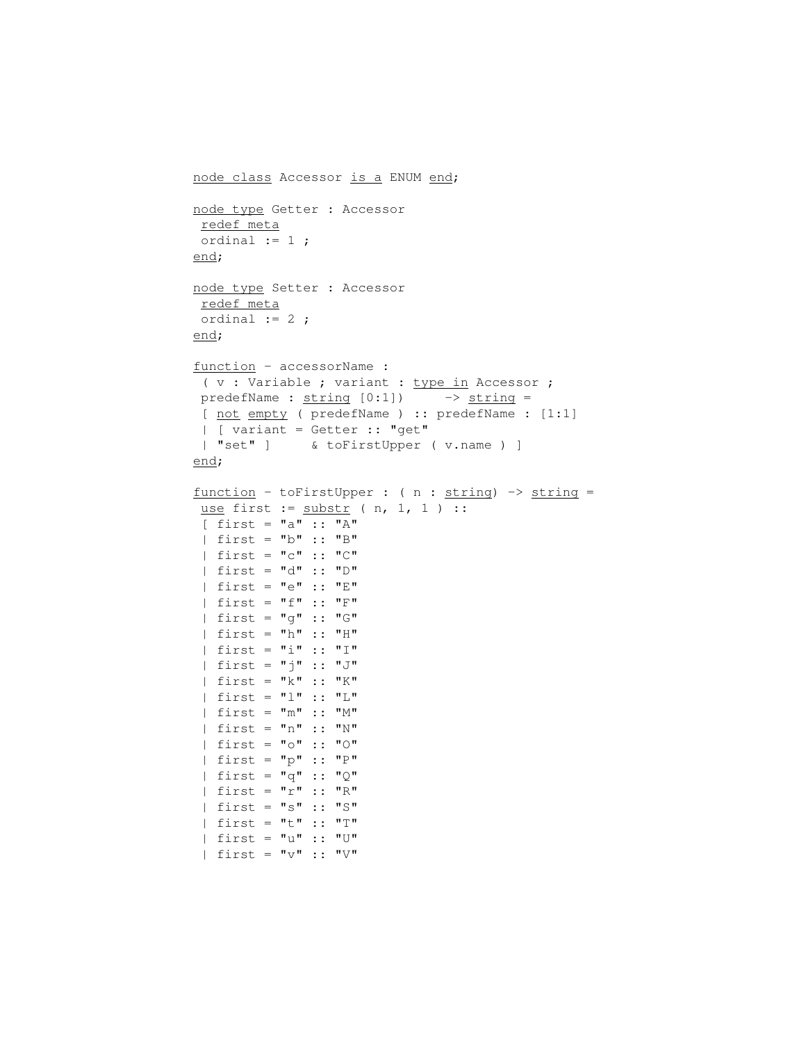```
node class Accessor is a ENUM end;

node type Getter : Accessor
 redef meta
 ordinal := 1 ;
end;

node type Setter : Accessor
 redef meta
 ordinal := 2 ;
end;

function - accessorName :
 ( v : Variable ; variant : type in Accessor ;
 predefName : string [0:1])      -> string =
 [ not empty ( predefName ) :: predefName : [1:1]
 | [ variant = Getter :: "get"
 | "set" ]     & toFirstUpper ( v.name ) ]
end;

function - toFirstUpper : ( n : string) -> string =
 use first := substr ( n, 1, 1 ) ::
 [ first = "a" :: "A"
 | first = "b" :: "B"
 | first = "c" :: "C"
 | first = "d" :: "D"
 | first = "e" :: "E"
 | first = "f" :: "F"
 | first = "g" :: "G"
 | first = "h" :: "H"
 | first = "i" :: "I"
 | first = "j" :: "J"
 | first = "k" :: "K"
 | first = "l" :: "L"
 | first = "m" :: "M"
 | first = "n" :: "N"
 | first = "o" :: "O"
 | first = "p" :: "P"
 | first = "q" :: "Q"
 | first = "r" :: "R"
 | first = "s" :: "S"
 | first = "t" :: "T"
 | first = "u" :: "U"
 | first = "v" :: "V"
```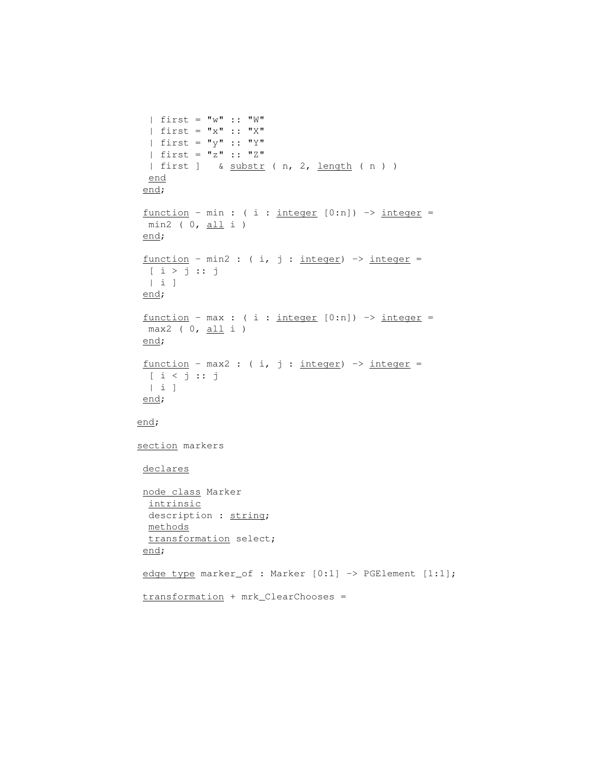```
  | first = "w" :: "W"
  | first = "x" :: "X"
  | first = "y" :: "Y"
  | first = "z" :: "Z"
  | first ]   & substr ( n, 2, length ( n ) )
  end
 end;

 function - min : ( i : integer [0:n]) -> integer =
  min2 ( 0, all i )
 end;

 function - min2 : ( i, j : integer) -> integer =
  [ i > j :: j
  | i ]
 end;

 function - max : ( i : integer [0:n]) -> integer =
  max2 ( 0, all i )
 end;

 function - max2 : ( i, j : integer) -> integer =
  [ i < j :: j
  | i ]
 end;

end;

section markers

 declares

 node class Marker
  intrinsic
  description : string;
  methods
  transformation select;
 end;

 edge type marker_of : Marker [0:1] -> PGElement [1:1];

 transformation + mrk_ClearChooses =
```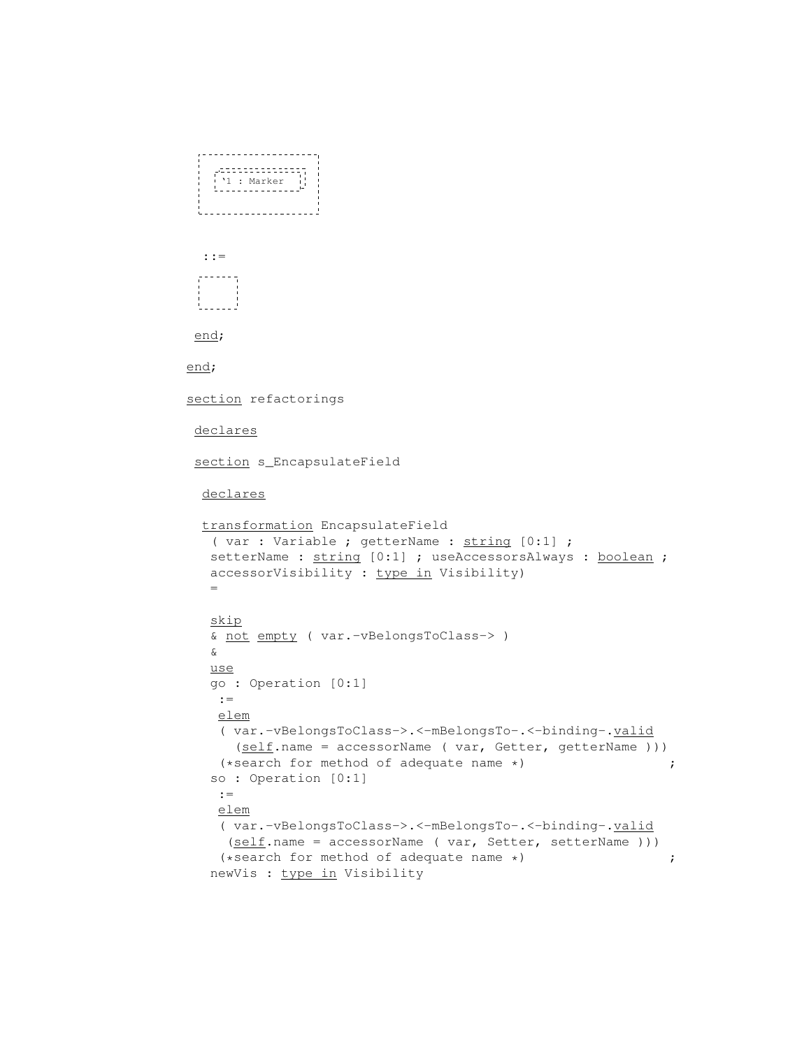```
  '1 : Marker

 ::=

 end;

end;

section refactorings

 declares

 section s_EncapsulateField

  declares

  transformation EncapsulateField
   ( var : Variable ; getterName : string [0:1] ;
   setterName : string [0:1] ; useAccessorsAlways : boolean ;
   accessorVisibility : type in Visibility)
   =

   skip
   & not empty ( var.-vBelongsToClass-> )
   &
   use
   go : Operation [0:1]
    :=
    elem
    ( var.-vBelongsToClass->.<-mBelongsTo-.<-binding-.valid
      (self.name = accessorName ( var, Getter, getterName )))
    (*search for method of adequate name *)                   ;
   so : Operation [0:1]
    :=
    elem
    ( var.-vBelongsToClass->.<-mBelongsTo-.<-binding-.valid
     (self.name = accessorName ( var, Setter, setterName )))
    (*search for method of adequate name *)                   ;
   newVis : type in Visibility
```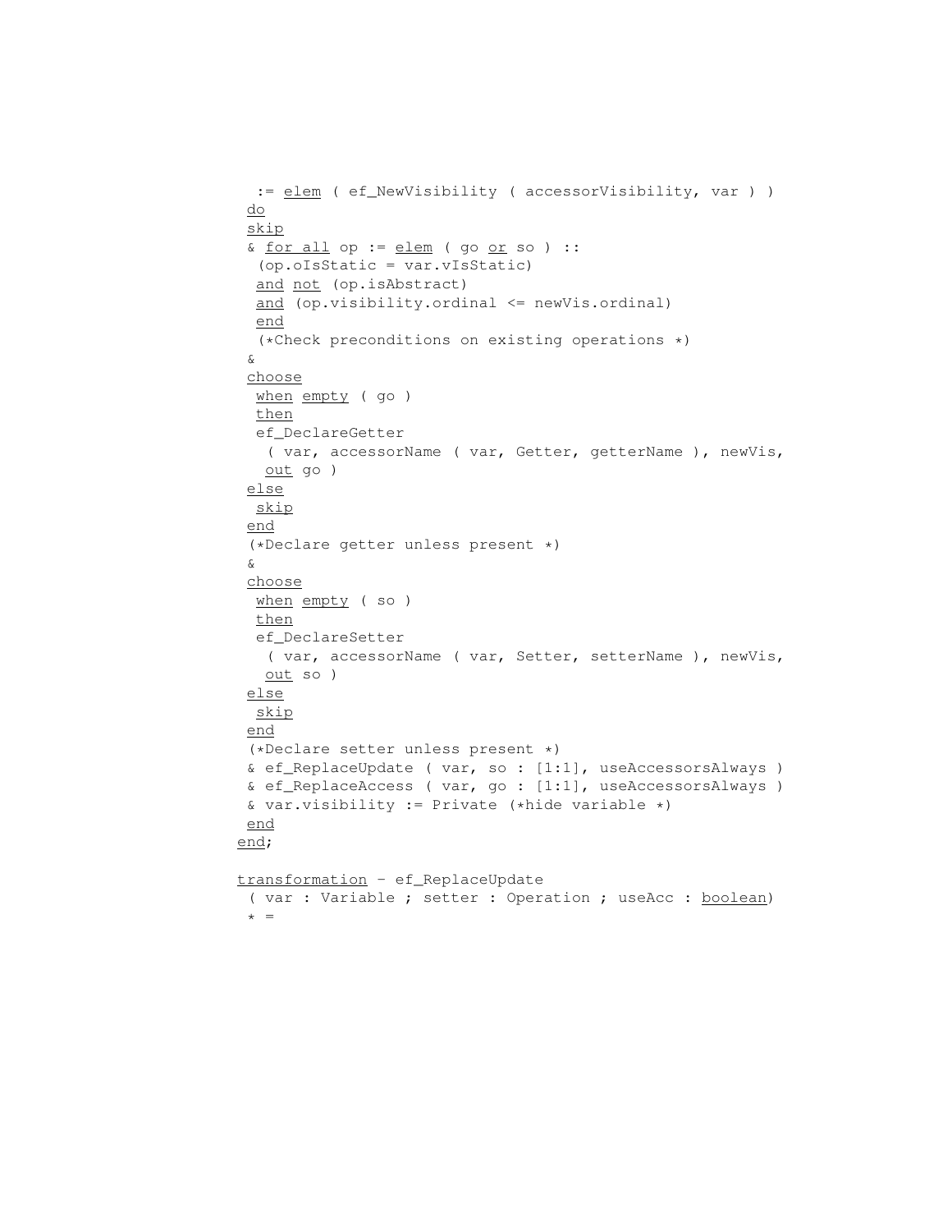```
  := elem ( ef_NewVisibility ( accessorVisibility, var ) )
 do
 skip
 & for all op := elem ( go or so ) ::
  (op.oIsStatic = var.vIsStatic)
  and not (op.isAbstract)
  and (op.visibility.ordinal <= newVis.ordinal)
  end
  (*Check preconditions on existing operations *)
 &
 choose
  when empty ( go )
  then
  ef_DeclareGetter
   ( var, accessorName ( var, Getter, getterName ), newVis,
   out go )
 else
  skip
 end
 (*Declare getter unless present *)
 &
 choose
  when empty ( so )
  then
  ef_DeclareSetter
   ( var, accessorName ( var, Setter, setterName ), newVis,
   out so )
 else
  skip
 end
 (*Declare setter unless present *)
 & ef_ReplaceUpdate ( var, so : [1:1], useAccessorsAlways )
 & ef_ReplaceAccess ( var, go : [1:1], useAccessorsAlways )
 & var.visibility := Private (*hide variable *)
 end
end;

transformation - ef_ReplaceUpdate
 ( var : Variable ; setter : Operation ; useAcc : boolean)
 * =
```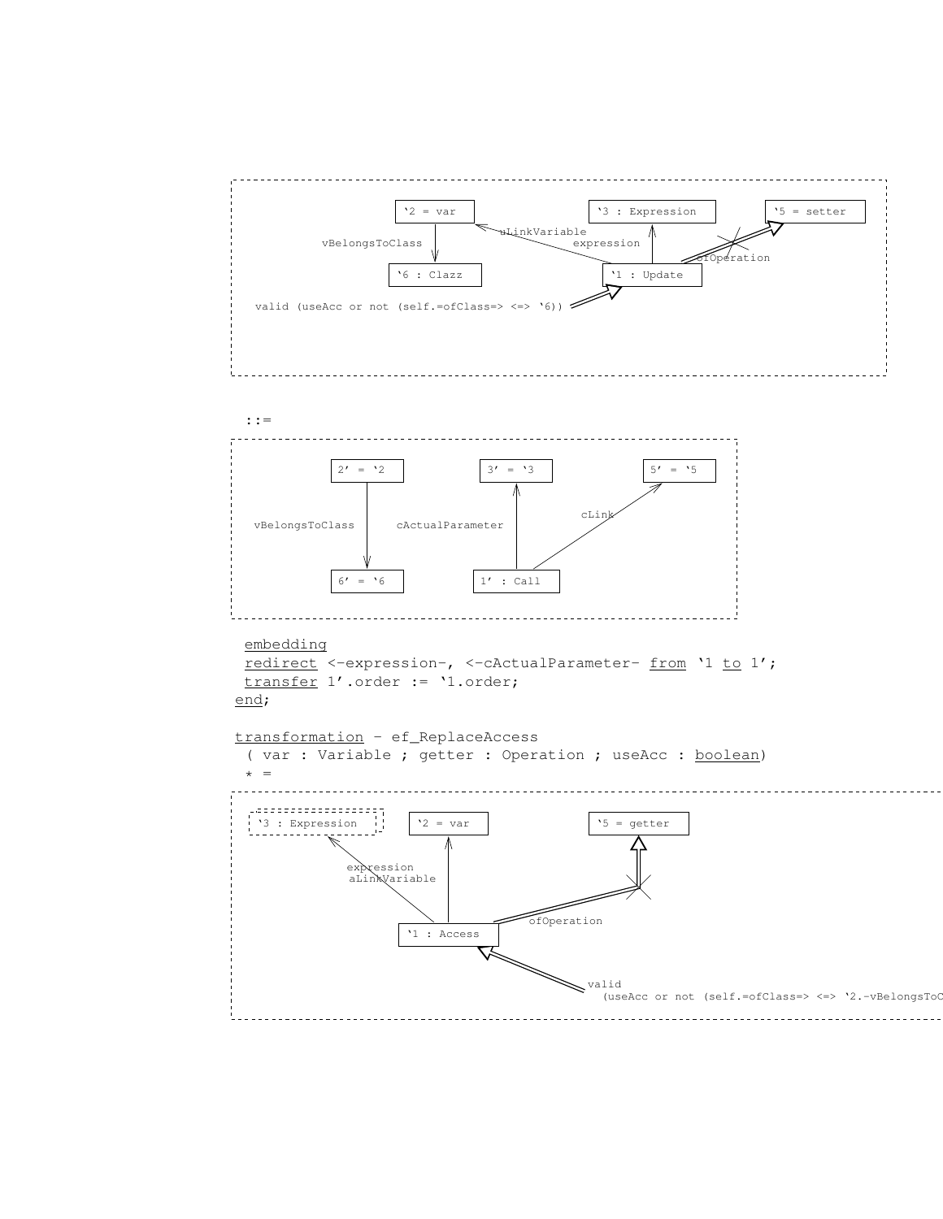'2 = var

'3 : Expression

'5 = setter

vBelongsToClass

uLinkVariable

expression

ofOperation

'6 : Clazz

'1 : Update

valid (useAcc or not (self.=ofClass=> <=> '6))

::=

2' = '2

3' = '3

5' = '5

vBelongsToClass

cActualParameter

cLink

6' = '6

1' : Call

```
embedding
 redirect <-expression-, <-cActualParameter- from '1 to 1';
 transfer 1'.order := '1.order;
end;

transformation - ef_ReplaceAccess
 ( var : Variable ; getter : Operation ; useAcc : boolean)
 * =
```

'3 : Expression

'2 = var

'5 = getter

expression

aLinkVariable

ofOperation

'1 : Access

valid
(useAcc or not (self.=ofClass=> <=> '2.-vBelongsToC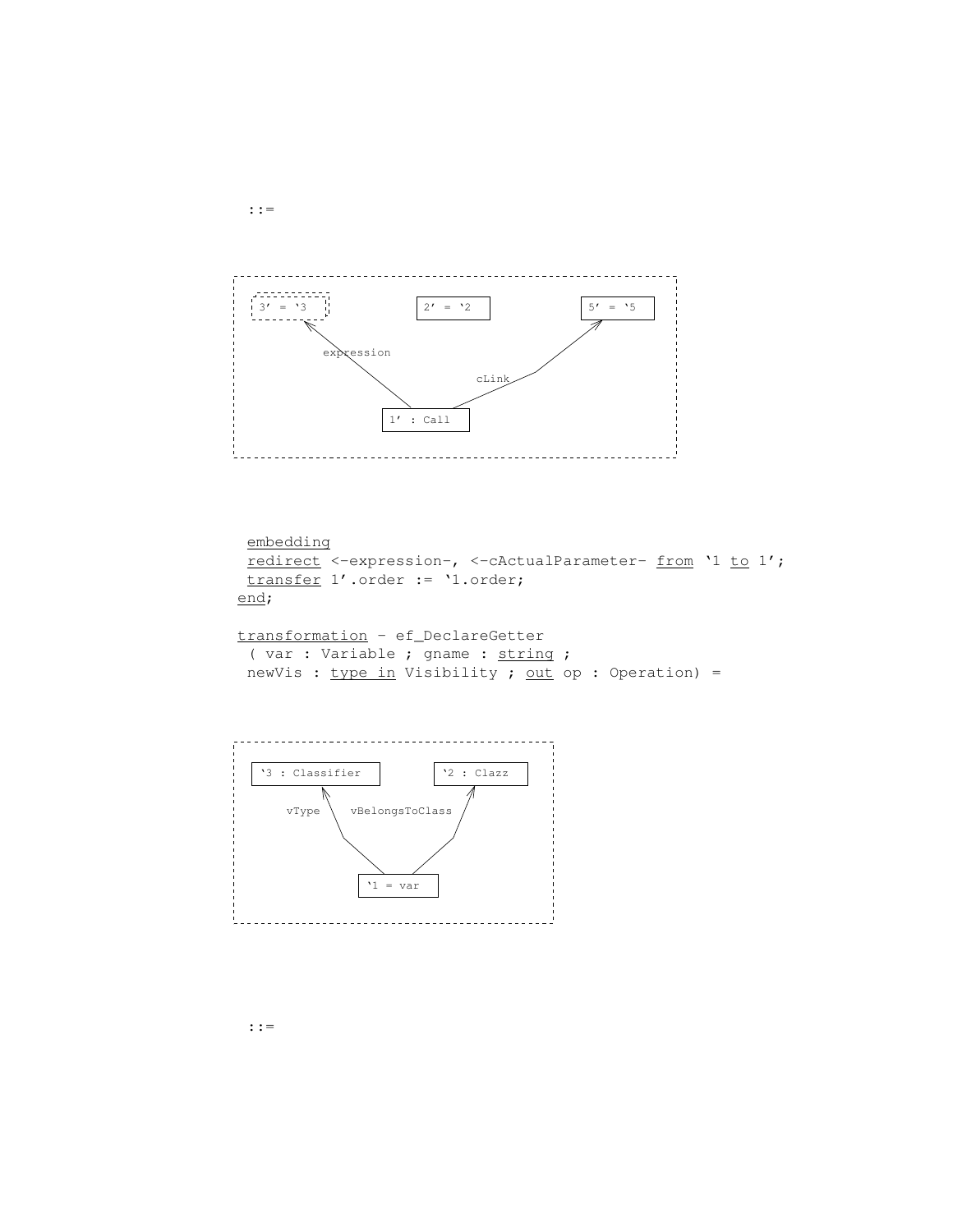::=

```
embedding
 redirect <-expression-, <-cActualParameter- from ‘1 to 1’;
 transfer 1’.order := ‘1.order;
end;

transformation - ef_DeclareGetter
 ( var : Variable ; gname : string ;
 newVis : type in Visibility ; out op : Operation) =
```

::=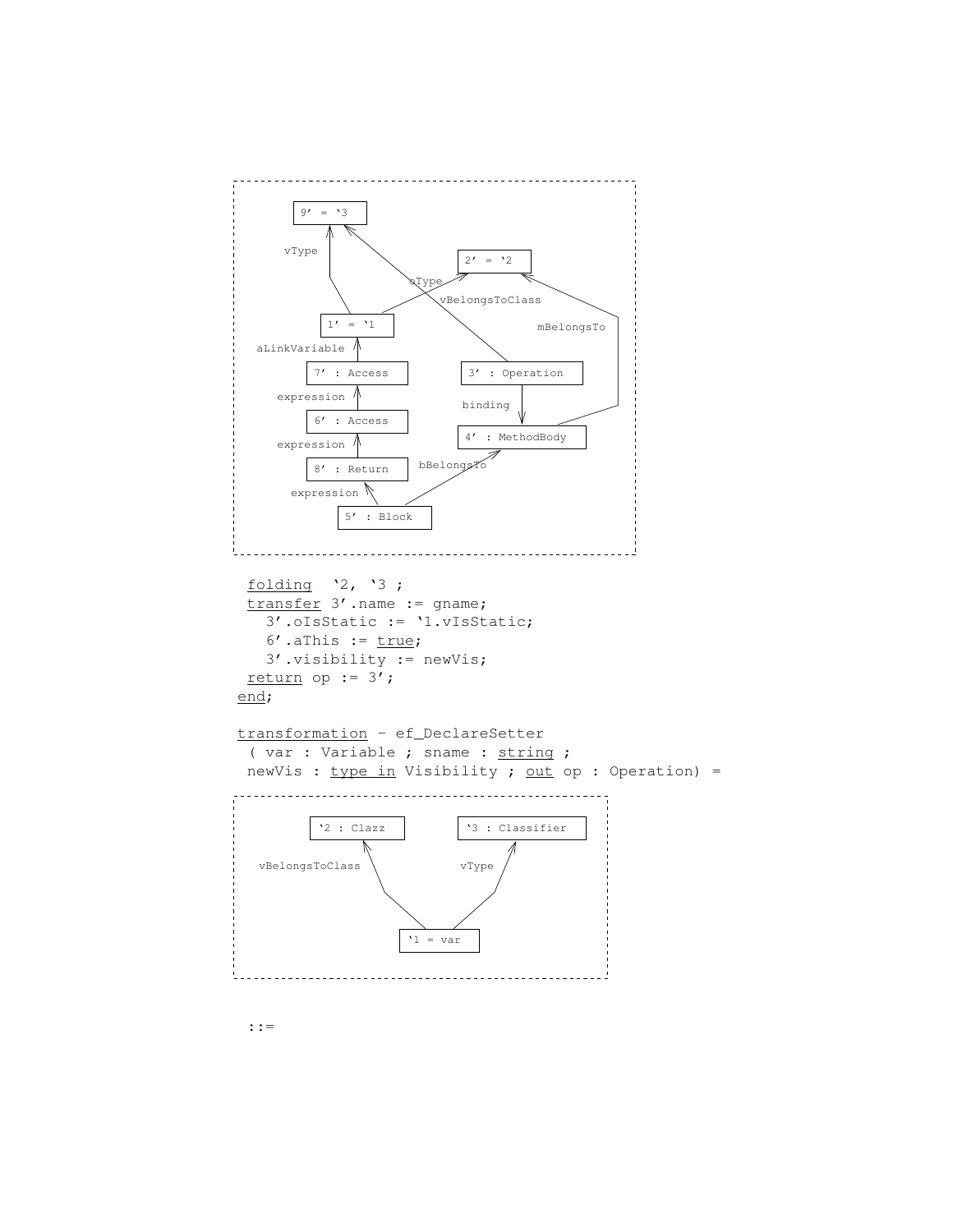```
folding  '2, '3 ;
transfer 3'.name := gname;
  3'.oIsStatic := '1.vIsStatic;
  6'.aThis := true;
  3'.visibility := newVis;
return op := 3';
end;
```

```
transformation - ef_DeclareSetter
 ( var : Variable ; sname : string ;
 newVis : type in Visibility ; out op : Operation) =
```

```
::=
```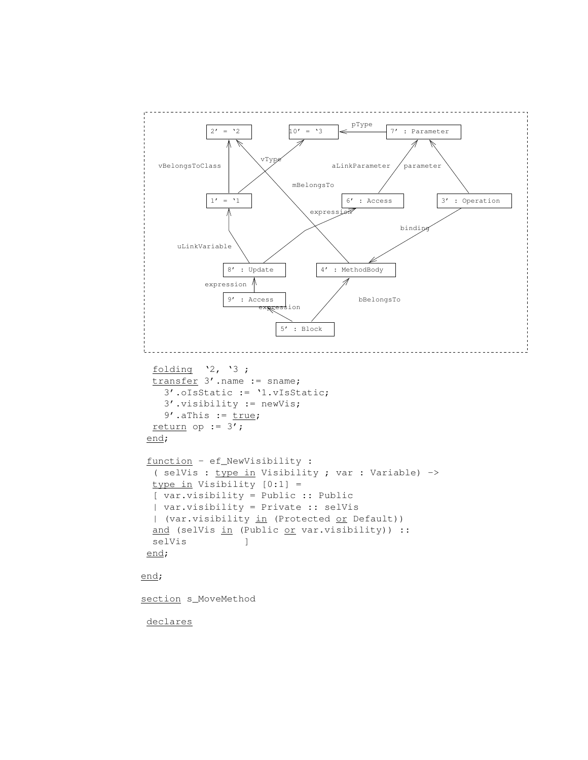2' = '2

10' = '3

pType

7' : Parameter

vBelongsToClass

vType

aLinkParameter

parameter

mBelongsTo

1' = '1

6' : Access

3' : Operation

expression

binding

uLinkVariable

8' : Update

4' : MethodBody

expression

9' : Access

bBelongsTo

expression

5' : Block

```
  folding  '2, '3 ;
  transfer 3'.name := sname;
    3'.oIsStatic := '1.vIsStatic;
    3'.visibility := newVis;
    9'.aThis := true;
  return op := 3';
 end;

 function - ef_NewVisibility :
  ( selVis : type in Visibility ; var : Variable) ->
  type in Visibility [0:1] =
  [ var.visibility = Public :: Public
  | var.visibility = Private :: selVis
  | (var.visibility in (Protected or Default))
  and (selVis in (Public or var.visibility)) ::
  selVis          ]
 end;

end;

section s_MoveMethod

 declares
```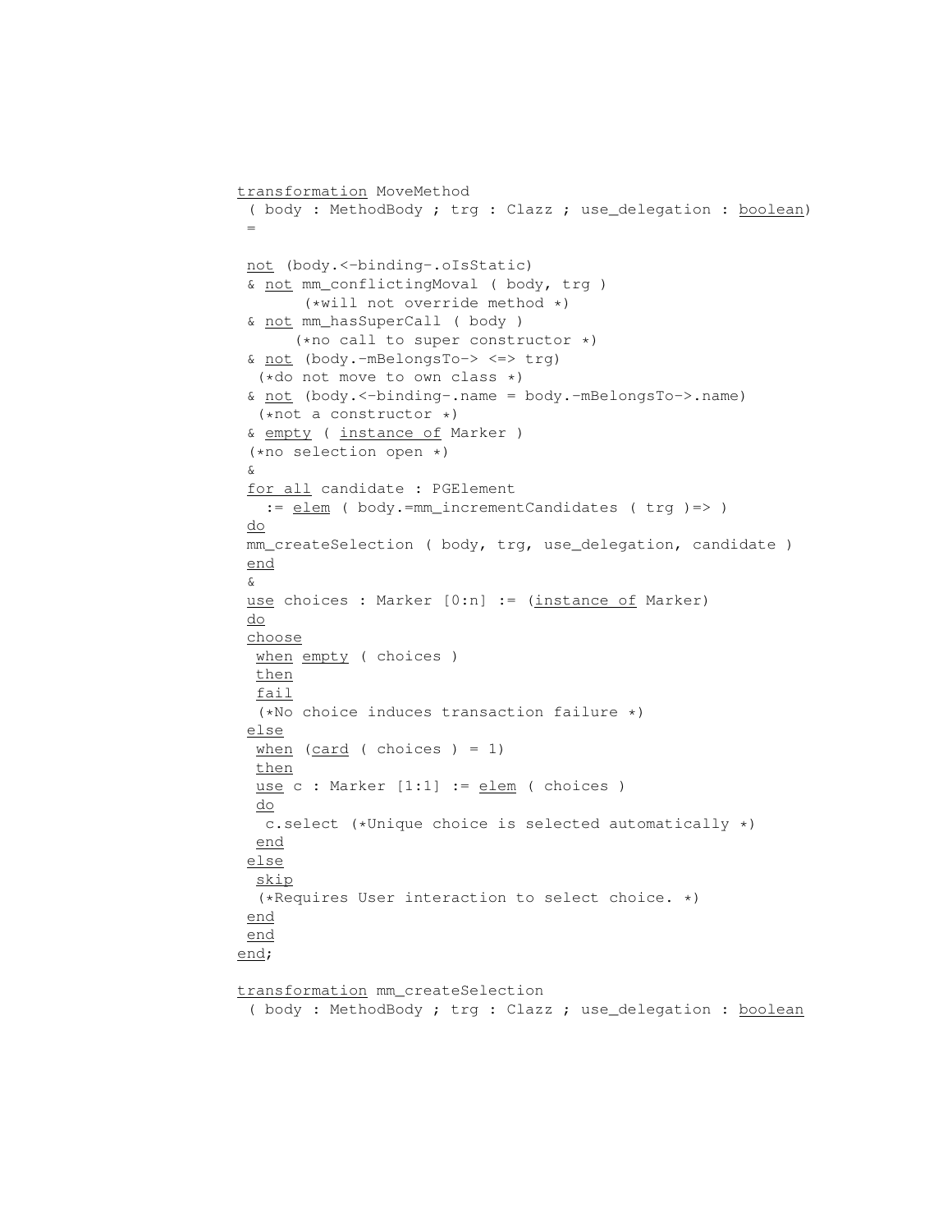```
transformation MoveMethod
 ( body : MethodBody ; trg : Clazz ; use_delegation : boolean)
 =

 not (body.<-binding-.oIsStatic)
 & not mm_conflictingMoval ( body, trg )
       (*will not override method *)
 & not mm_hasSuperCall ( body )
      (*no call to super constructor *)
 & not (body.-mBelongsTo-> <=> trg)
  (*do not move to own class *)
 & not (body.<-binding-.name = body.-mBelongsTo->.name)
  (*not a constructor *)
 & empty ( instance of Marker )
 (*no selection open *)
 &
 for all candidate : PGElement
   := elem ( body.=mm_incrementCandidates ( trg )=> )
 do
 mm_createSelection ( body, trg, use_delegation, candidate )
 end
 &
 use choices : Marker [0:n] := (instance of Marker)
 do
 choose
  when empty ( choices )
  then
  fail
  (*No choice induces transaction failure *)
 else
  when (card ( choices ) = 1)
  then
  use c : Marker [1:1] := elem ( choices )
  do
   c.select (*Unique choice is selected automatically *)
  end
 else
  skip
  (*Requires User interaction to select choice. *)
 end
 end
end;

transformation mm_createSelection
 ( body : MethodBody ; trg : Clazz ; use_delegation : boolean
```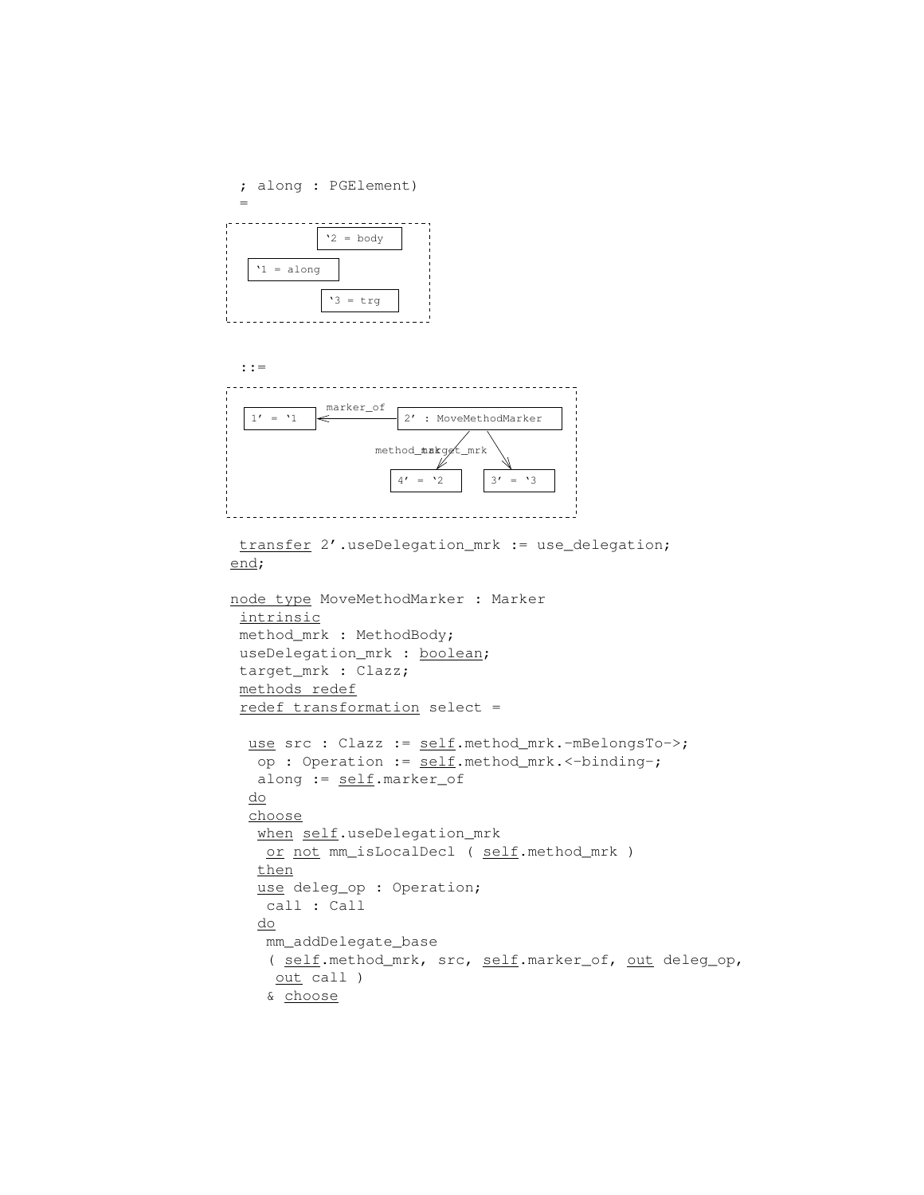```
; along : PGElement)
=
```

```
┌─────────────────────────────┐
         ‘2 = body
   ‘1 = along
         ‘3 = trg
└─────────────────────────────┘
```

```
::=
```

```
┌───────────────────────────────────────────────────────┐
  1’ = ‘1  <--marker_of--  2’ : MoveMethodMarker
                   method_mrk /    \ target_mrk
                      4’ = ‘2      3’ = ‘3
└───────────────────────────────────────────────────────┘
```

```
 transfer 2’.useDelegation_mrk := use_delegation;
end;

node type MoveMethodMarker : Marker
 intrinsic
 method_mrk : MethodBody;
 useDelegation_mrk : boolean;
 target_mrk : Clazz;
 methods redef
 redef transformation select =

  use src : Clazz := self.method_mrk.-mBelongsTo->;
   op : Operation := self.method_mrk.<-binding-;
   along := self.marker_of
  do
  choose
   when self.useDelegation_mrk
    or not mm_isLocalDecl ( self.method_mrk )
   then
   use deleg_op : Operation;
    call : Call
   do
    mm_addDelegate_base
    ( self.method_mrk, src, self.marker_of, out deleg_op,
     out call )
    & choose
```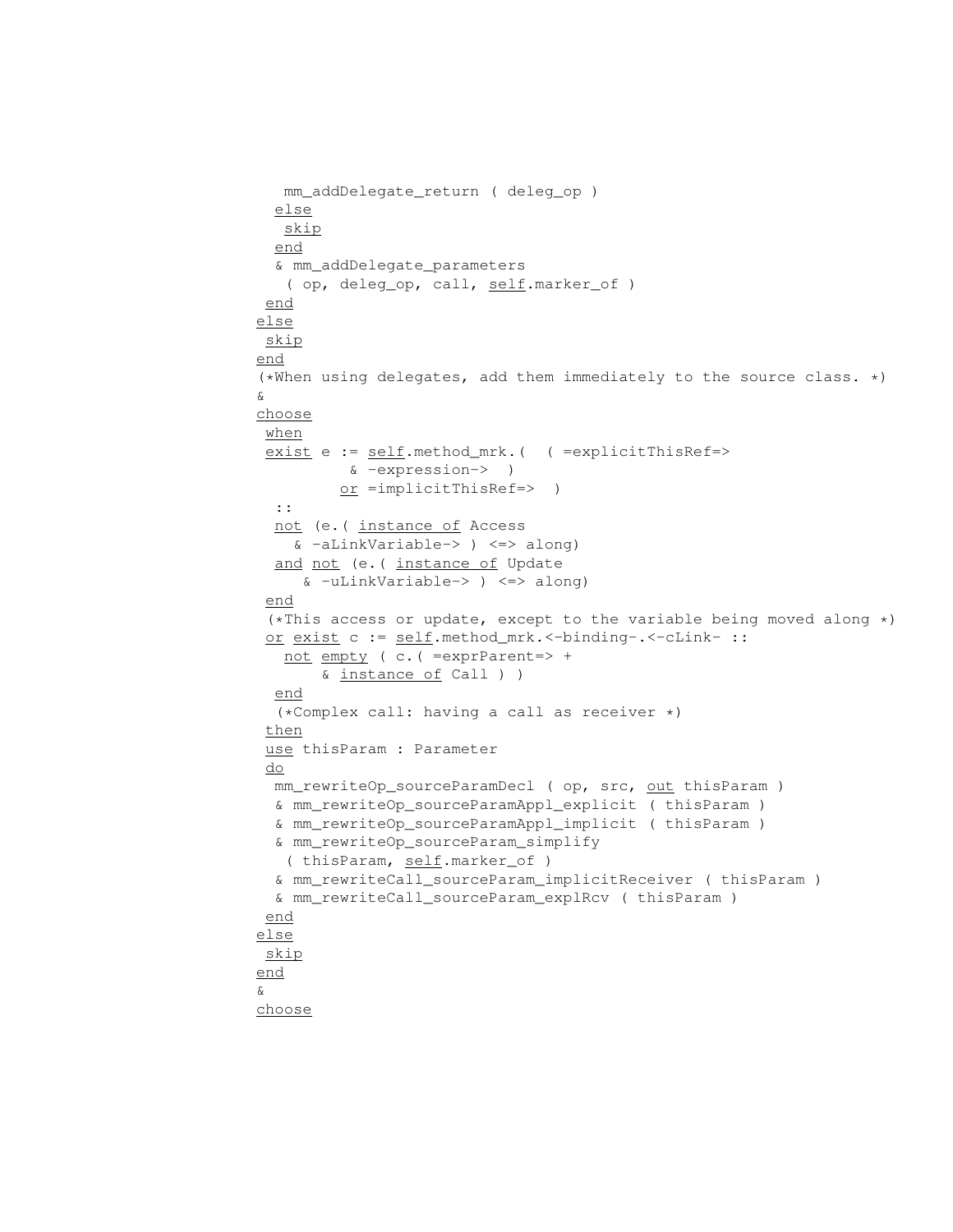```
    mm_addDelegate_return ( deleg_op )
   else
    skip
   end
   & mm_addDelegate_parameters
    ( op, deleg_op, call, self.marker_of )
 end
else
 skip
end
(*When using delegates, add them immediately to the source class. *)
&
choose
 when
 exist e := self.method_mrk.(  ( =explicitThisRef=>
          & -expression->  )
         or =implicitThisRef=>  )
   ::
   not (e.( instance of Access
     & -aLinkVariable-> ) <=> along)
   and not (e.( instance of Update
      & -uLinkVariable-> ) <=> along)
 end
 (*This access or update, except to the variable being moved along *)
 or exist c := self.method_mrk.<-binding-.<-cLink- ::
    not empty ( c.( =exprParent=> +
        & instance of Call ) )
   end
   (*Complex call: having a call as receiver *)
 then
 use thisParam : Parameter
 do
  mm_rewriteOp_sourceParamDecl ( op, src, out thisParam )
  & mm_rewriteOp_sourceParamAppl_explicit ( thisParam )
  & mm_rewriteOp_sourceParamAppl_implicit ( thisParam )
  & mm_rewriteOp_sourceParam_simplify
   ( thisParam, self.marker_of )
  & mm_rewriteCall_sourceParam_implicitReceiver ( thisParam )
  & mm_rewriteCall_sourceParam_explRcv ( thisParam )
 end
else
 skip
end
&
choose
```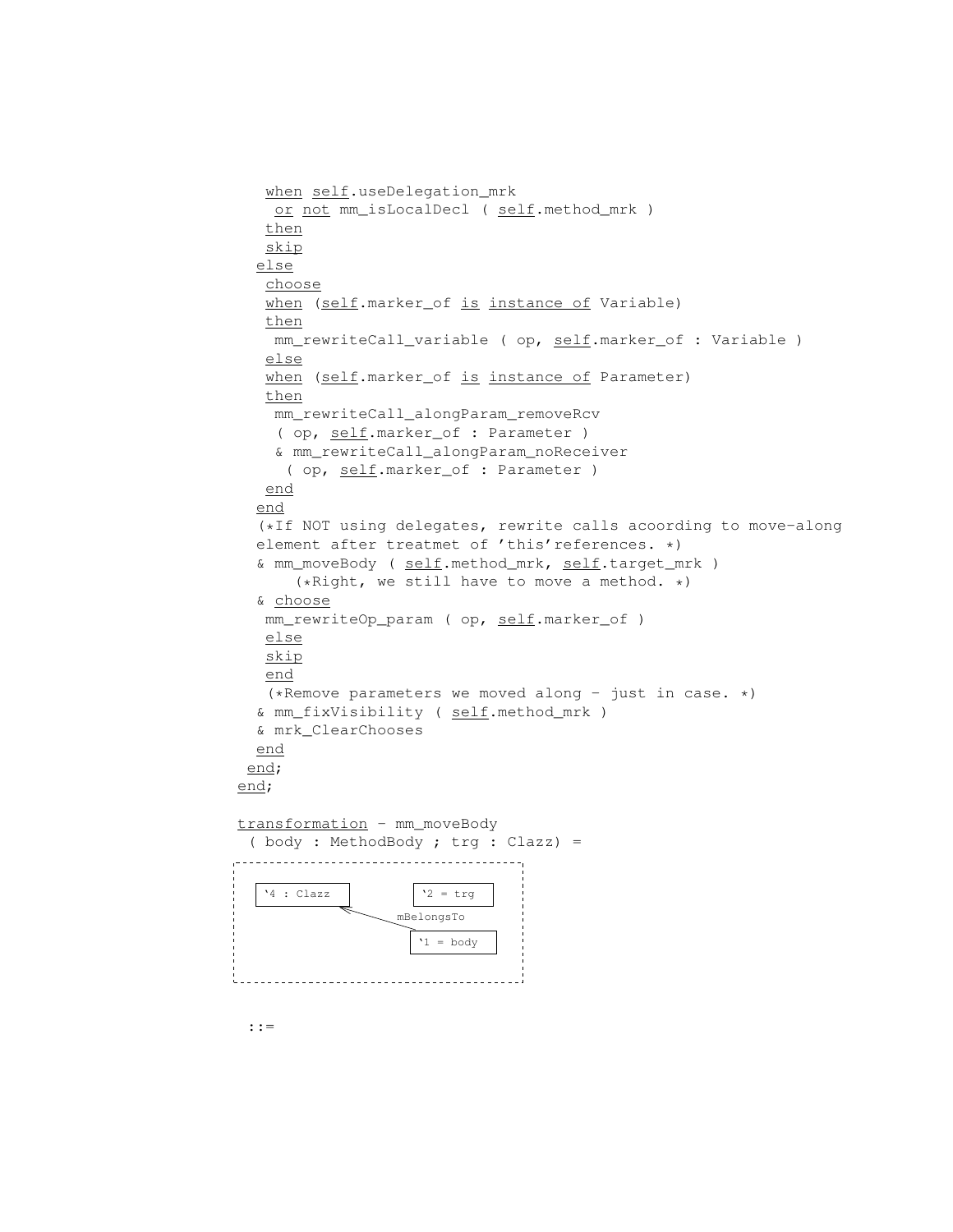```
    when self.useDelegation_mrk
     or not mm_isLocalDecl ( self.method_mrk )
    then
    skip
   else
    choose
    when (self.marker_of is instance of Variable)
    then
     mm_rewriteCall_variable ( op, self.marker_of : Variable )
    else
    when (self.marker_of is instance of Parameter)
    then
     mm_rewriteCall_alongParam_removeRcv
      ( op, self.marker_of : Parameter )
     & mm_rewriteCall_alongParam_noReceiver
       ( op, self.marker_of : Parameter )
    end
   end
   (*If NOT using delegates, rewrite calls acoording to move-along
   element after treatmet of 'this'references. *)
   & mm_moveBody ( self.method_mrk, self.target_mrk )
       (*Right, we still have to move a method. *)
   & choose
    mm_rewriteOp_param ( op, self.marker_of )
    else
    skip
    end
    (*Remove parameters we moved along - just in case. *)
   & mm_fixVisibility ( self.method_mrk )
   & mrk_ClearChooses
   end
  end;
end;

transformation - mm_moveBody
 ( body : MethodBody ; trg : Clazz) =
```

```
+----------------------------------------------+
|  `4 : Clazz            `2 = trg              |
|       ^                                      |
|        \_____ mBelongsTo                     |
|               `1 = body                     |
+----------------------------------------------+
```

```
 ::=
```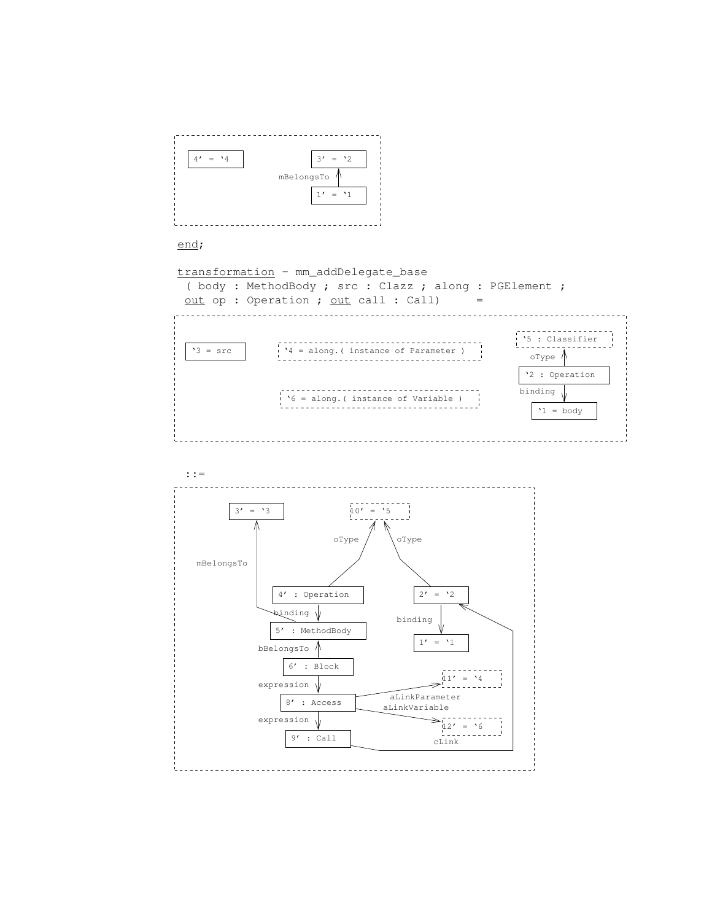```
4' = `4        3' = `2
                  ^
       mBelongsTo |
                 1' = `1
```

<u>end</u>;

<u>transformation</u> - mm_addDelegate_base
 ( body : MethodBody ; src : Clazz ; along : PGElement ;
 <u>out</u> op : Operation ; <u>out</u> call : Call) =

```
`3 = src      `4 = along.( instance of Parameter )      `5 : Classifier
                                                              ^ oType
                                                         `2 : Operation
              `6 = along.( instance of Variable )             | binding
                                                              v
                                                          `1 = body
```

::=

```
3' = `3                10' = `5
   ^               oType ^   ^ oType
   | mBelongsTo          |   |
   |          4' : Operation   2' = `2
   |             | binding        | binding
   +------ 5' : MethodBody        v
                 ^ bBelongsTo   1' = `1
              6' : Block
                 | expression
                 v
              8' : Access --aLinkParameter--> 11' = `4
                 |         --aLinkVariable--> 12' = `6
                 | expression
                 v
              9' : Call --cLink--> 2' = `2
```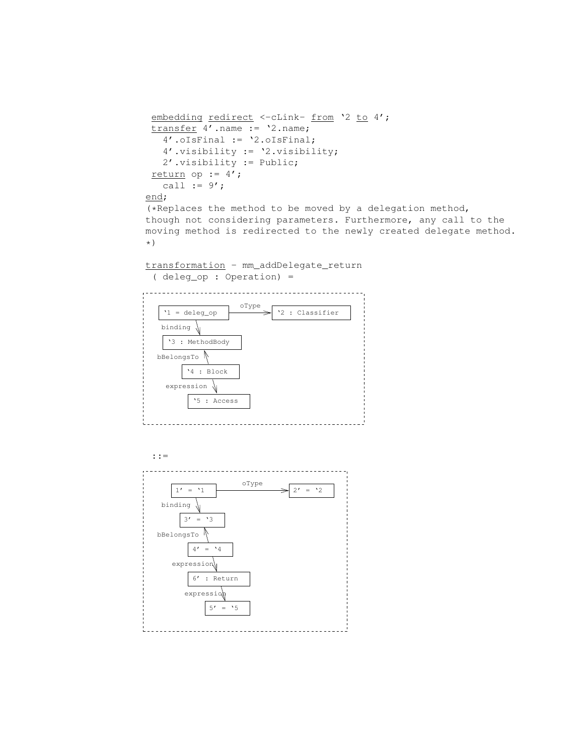```
 embedding redirect <-cLink- from `2 to 4';
 transfer 4'.name := `2.name;
   4'.oIsFinal := `2.oIsFinal;
   4'.visibility := `2.visibility;
   2'.visibility := Public;
 return op := 4';
   call := 9';
end;
(*Replaces the method to be moved by a delegation method,
though not considering parameters. Furthermore, any call to the
moving method is redirected to the newly created delegate method.
*)

transformation - mm_addDelegate_return
 ( deleg_op : Operation) =
```

```
`1 = deleg_op  --oType-->  `2 : Classifier
`1 = deleg_op  --binding-->  `3 : MethodBody
`4 : Block  --bBelongsTo-->  `3 : MethodBody
`4 : Block  --expression-->  `5 : Access
```

```
::=
```

```
1' = `1  --oType-->  2' = `2
1' = `1  --binding-->  3' = `3
4' = `4  --bBelongsTo-->  3' = `3
4' = `4  --expression-->  6' : Return
6' : Return  --expression-->  5' = `5
```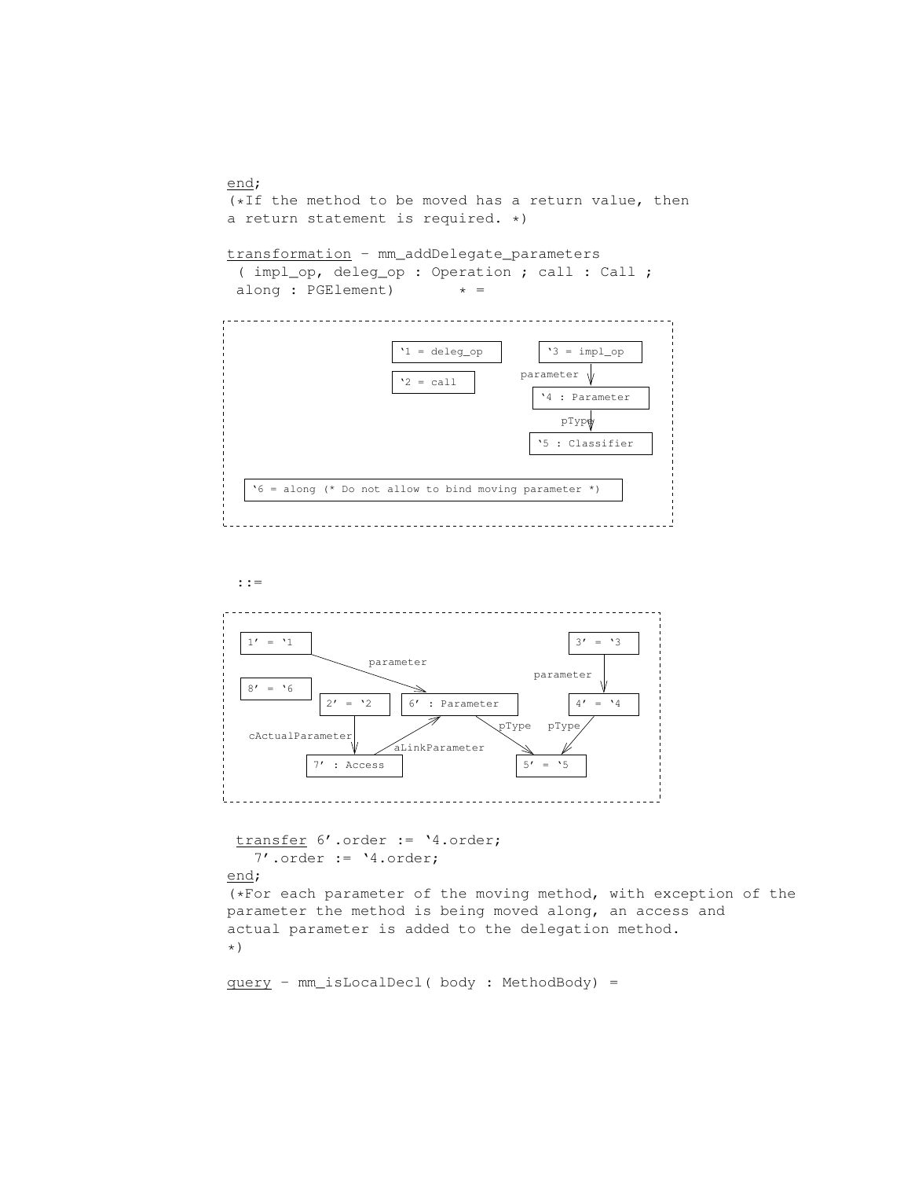```
end;
(*If the method to be moved has a return value, then
a return statement is required. *)

transformation - mm_addDelegate_parameters
 ( impl_op, deleg_op : Operation ; call : Call ;
 along : PGElement)        * =
```

```
 `1 = deleg_op          `3 = impl_op
                        parameter
 `2 = call                `4 : Parameter
                          pType
                         `5 : Classifier

 `6 = along (* Do not allow to bind moving parameter *)
```

```
::=
```

```
 1' = `1                                    3' = `3
            parameter                   parameter
 8' = `6
        2' = `2      6' : Parameter          4' = `4
 cActualParameter        pType   pType
        7' : Access  aLinkParameter    5' = `5
```

```
 transfer 6'.order := `4.order;
   7'.order := `4.order;
end;
(*For each parameter of the moving method, with exception of the
parameter the method is being moved along, an access and
actual parameter is added to the delegation method.
*)

query - mm_isLocalDecl( body : MethodBody) =
```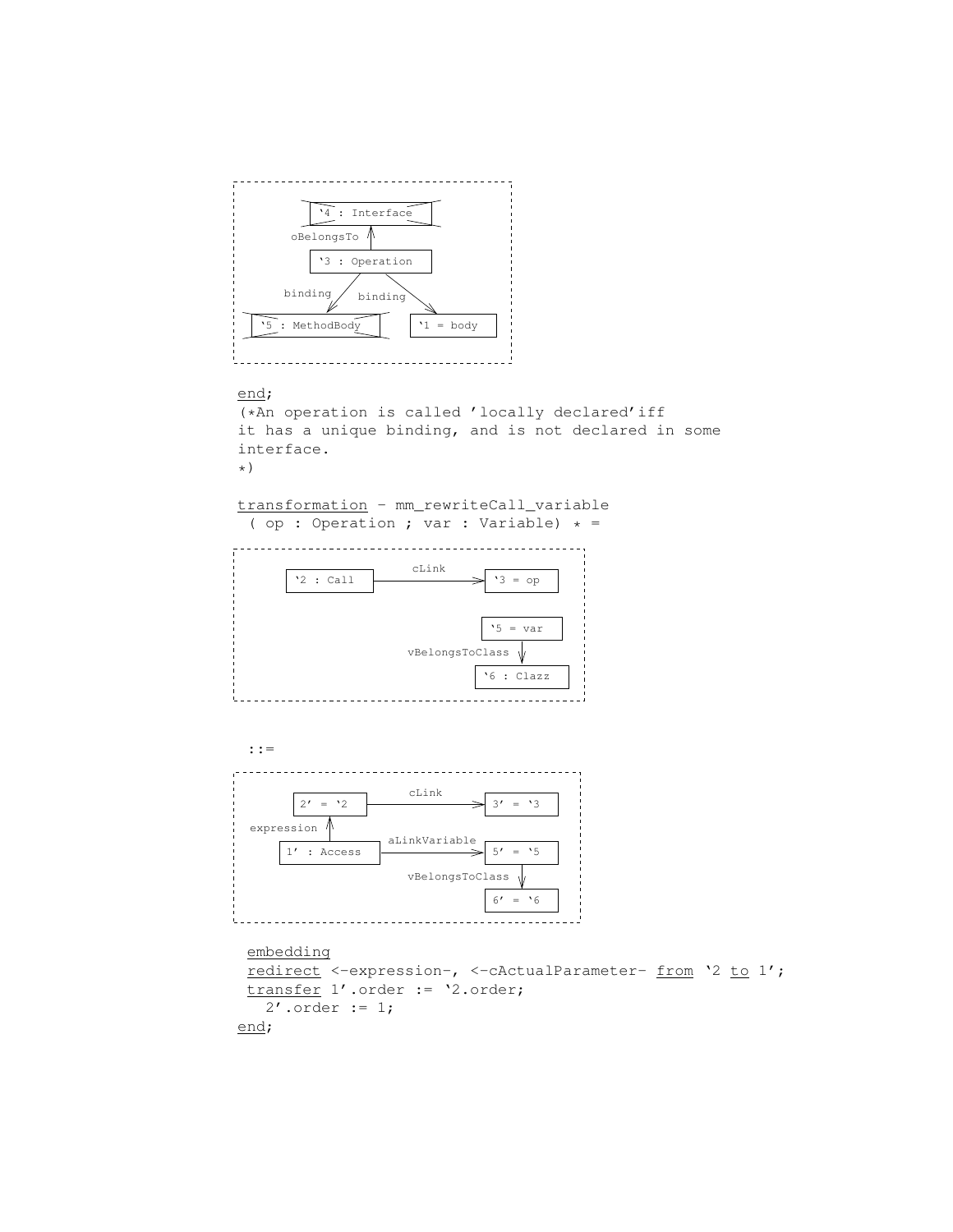```
end;
(*An operation is called 'locally declared'iff
it has a unique binding, and is not declared in some
interface.
*)

transformation - mm_rewriteCall_variable
 ( op : Operation ; var : Variable) * =
```

```
 ::=
```

```
 embedding
 redirect <-expression-, <-cActualParameter- from `2 to 1';
 transfer 1'.order := `2.order;
   2'.order := 1;
end;
```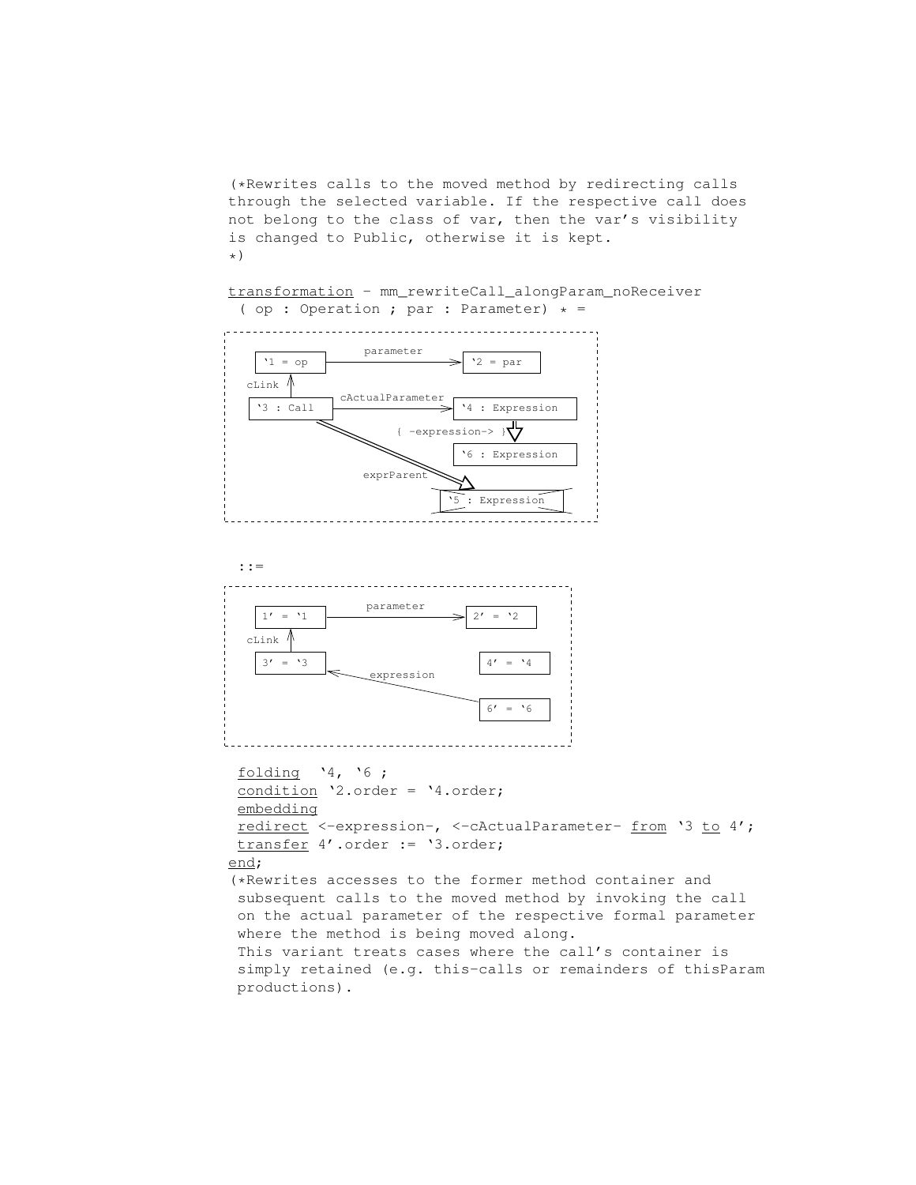```
(*Rewrites calls to the moved method by redirecting calls
through the selected variable. If the respective call does
not belong to the class of var, then the var's visibility
is changed to Public, otherwise it is kept.
*)

transformation - mm_rewriteCall_alongParam_noReceiver
 ( op : Operation ; par : Parameter) * =
```

```
 ::=
```

```
 folding  `4, `6 ;
 condition `2.order = `4.order;
 embedding
 redirect <-expression-, <-cActualParameter- from `3 to 4';
 transfer 4'.order := `3.order;
end;
(*Rewrites accesses to the former method container and
 subsequent calls to the moved method by invoking the call
 on the actual parameter of the respective formal parameter
 where the method is being moved along.
 This variant treats cases where the call's container is
 simply retained (e.g. this-calls or remainders of thisParam
 productions).
```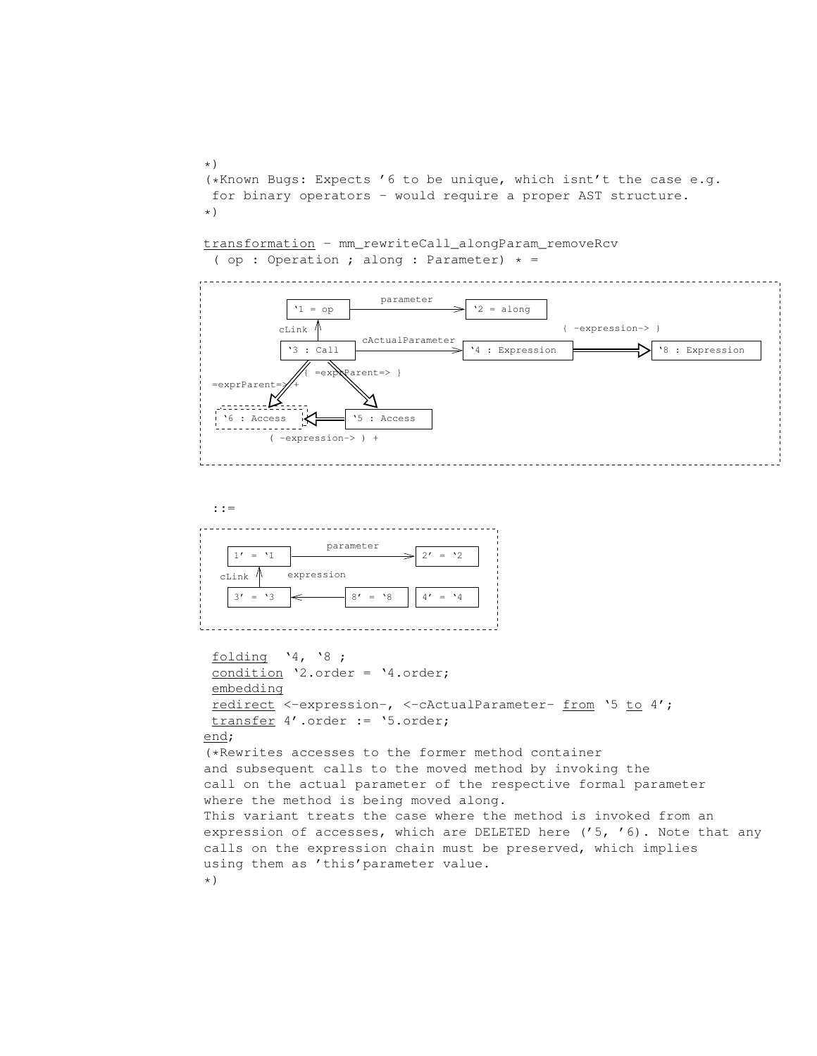```
*)
(*Known Bugs: Expects '6 to be unique, which isnt't the case e.g.
 for binary operators - would require a proper AST structure.
*)
```

<u>transformation</u> - mm_rewriteCall_alongParam_removeRcv
( op : Operation ; along : Parameter) * =

'1 = op —parameter→ '2 = along
'3 : Call —cLink→ '1 = op
'3 : Call —cActualParameter→ '4 : Expression
'4 : Expression ={ -expression-> }⇒ '8 : Expression
'3 : Call =exprParent=> + ⇒ '6 : Access
'3 : Call { =exprParent=> } ⇒ '5 : Access
'5 : Access ( -expression-> ) + ⇒ '6 : Access

::=

1' = '1 —parameter→ 2' = '2
3' = '3 —cLink→ 1' = '1
8' = '8 —expression→ 3' = '3
4' = '4

<u>folding</u> '4, '8 ;
<u>condition</u> '2.order = '4.order;
<u>embedding</u>
<u>redirect</u> <-expression-, <-cActualParameter- <u>from</u> '5 <u>to</u> 4';
<u>transfer</u> 4'.order := '5.order;
<u>end</u>;

```
(*Rewrites accesses to the former method container
and subsequent calls to the moved method by invoking the
call on the actual parameter of the respective formal parameter
where the method is being moved along.
This variant treats the case where the method is invoked from an
expression of accesses, which are DELETED here ('5, '6). Note that any
calls on the expression chain must be preserved, which implies
using them as 'this'parameter value.
*)
```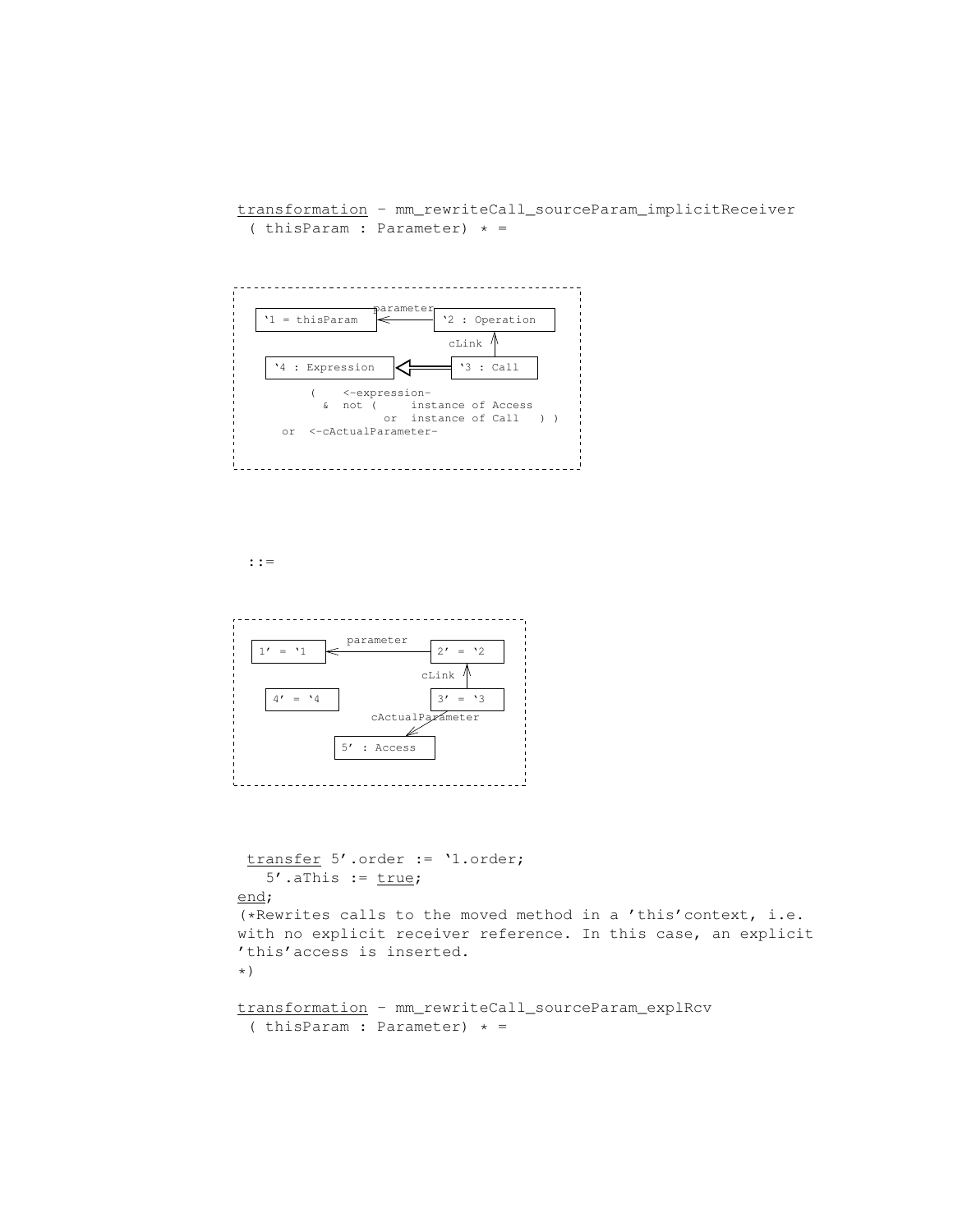<u>transformation</u> - mm_rewriteCall_sourceParam_implicitReceiver
( thisParam : Parameter) * =

```
'1 = thisParam  <--parameter--  '2 : Operation
                                     ^
                                   cLink
                                     |
'4 : Expression  <==========  '3 : Call

      (    <-expression-
        &  not (     instance of Access
                  or  instance of Call   ) )
   or  <-cActualParameter-
```

::=

```
1' = '1  <--parameter--  2' = '2
                              ^
                            cLink
                              |
4' = '4                  3' = '3
                  cActualParameter
                     /
              5' : Access
```

<u>transfer</u> 5'.order := '1.order;
5'.aThis := <u>true</u>;
<u>end</u>;
(*Rewrites calls to the moved method in a 'this'context, i.e.
with no explicit receiver reference. In this case, an explicit
'this'access is inserted.
*)

<u>transformation</u> - mm_rewriteCall_sourceParam_explRcv
( thisParam : Parameter) * =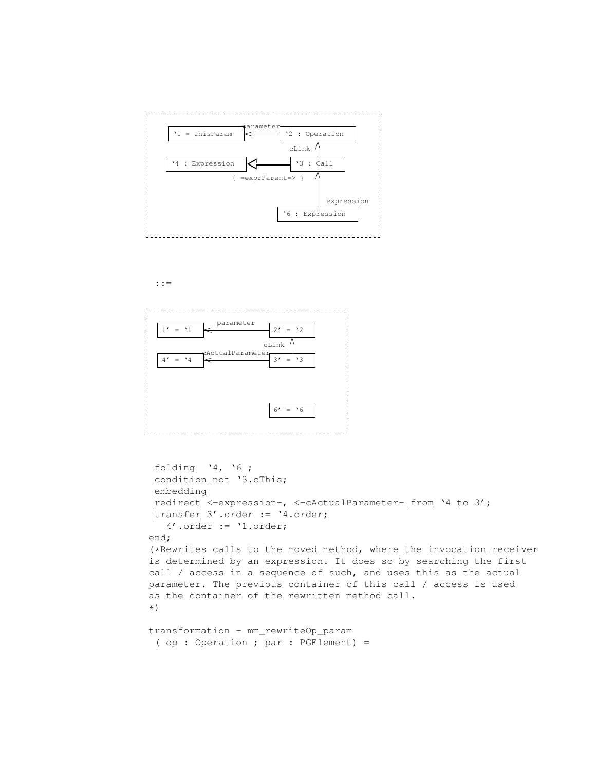```
'1 = thisParam  <-parameter-  '2 : Operation
                                   ^
                                   | cLink
'4 : Expression  <={ =exprParent=> }=  '3 : Call
                                   ^
                                   | expression
                              '6 : Expression
```

::=

```
1' = '1   <-parameter-   2' = '2
                            ^
                            | cLink
4' = '4   <-cActualParameter-   3' = '3

                         6' = '6
```

```
 folding  '4, '6 ;
 condition not '3.cThis;
 embedding
 redirect <-expression-, <-cActualParameter- from '4 to 3';
 transfer 3'.order := '4.order;
   4'.order := '1.order;
end;
(*Rewrites calls to the moved method, where the invocation receiver
is determined by an expression. It does so by searching the first
call / access in a sequence of such, and uses this as the actual
parameter. The previous container of this call / access is used
as the container of the rewritten method call.
*)

transformation - mm_rewriteOp_param
 ( op : Operation ; par : PGElement) =
```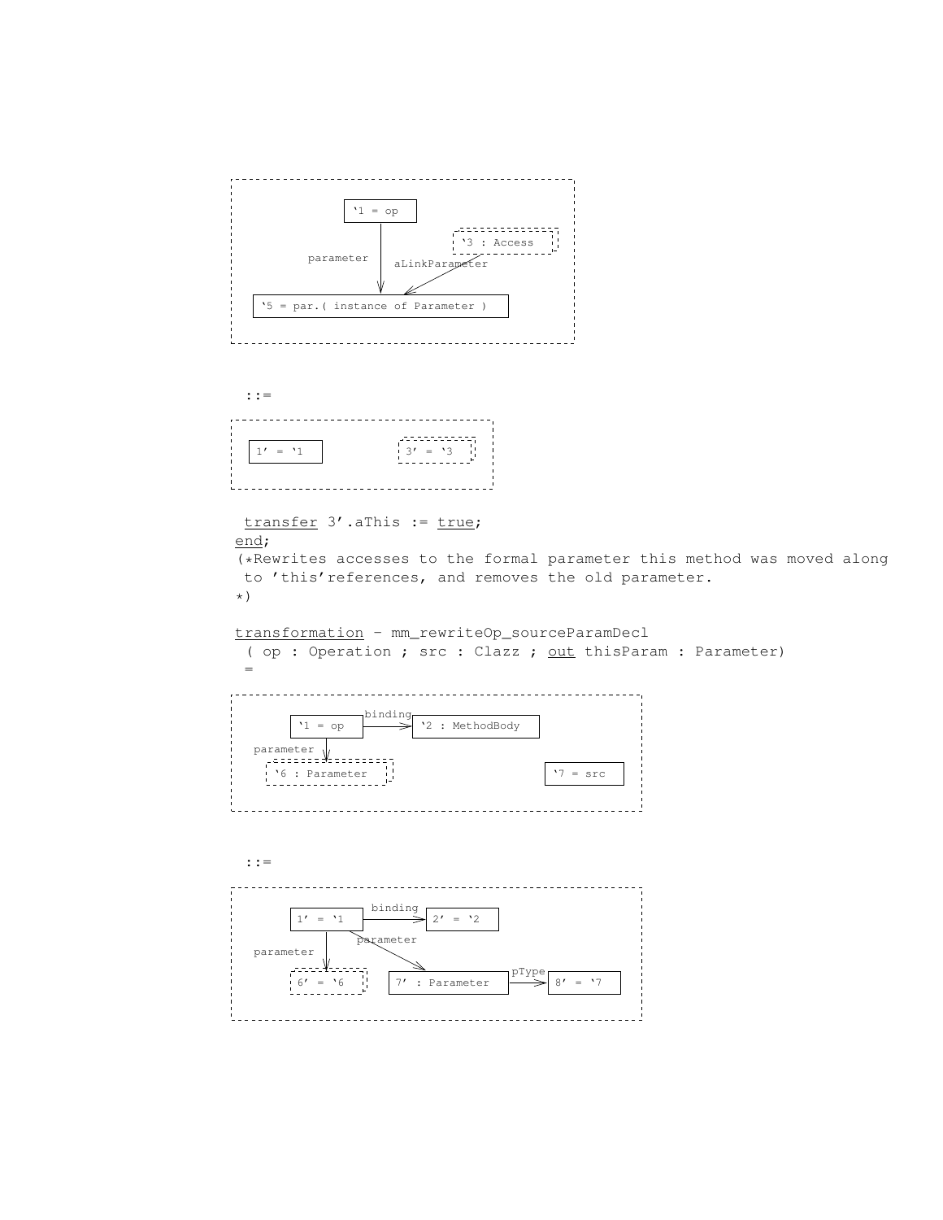```
┌─────────────────────────────────────────────┐
│              ┌────────┐                     │
│              │ `1 = op│                     │
│              └────────┘     ┌─────────────┐ │
│                  │          │`3 : Access  │ │
│      parameter   │  aLinkParameter────────┘ │
│                  v         /                │
│ ┌───────────────────────────────────┐       │
│ │`5 = par.( instance of Parameter ) │       │
│ └───────────────────────────────────┘       │
└─────────────────────────────────────────────┘

 ::=

┌────────────────────────────────────┐
│ ┌─────────┐        ┌──────────┐    │
│ │1' = `1  │        │3' = `3   │    │
│ └─────────┘        └──────────┘    │
└────────────────────────────────────┘
```

```
 transfer 3'.aThis := true;
end;
(*Rewrites accesses to the formal parameter this method was moved along
 to 'this'references, and removes the old parameter.
*)

transformation - mm_rewriteOp_sourceParamDecl
 ( op : Operation ; src : Clazz ; out thisParam : Parameter)
 =
```

```
┌──────────────────────────────────────────────────────┐
│        ┌────────┐ binding  ┌──────────────────┐      │
│        │`1 = op │─────────>│`2 : MethodBody   │      │
│        └────────┘          └──────────────────┘      │
│ parameter │                                          │
│           v                                          │
│  ┌──────────────────┐                  ┌─────────┐   │
│  │`6 : Parameter    │                  │`7 = src │   │
│  └──────────────────┘                  └─────────┘   │
└──────────────────────────────────────────────────────┘

 ::=

┌──────────────────────────────────────────────────────┐
│        ┌────────┐  binding   ┌─────────┐             │
│        │1' = `1 │───────────>│2' = `2  │             │
│        └────────┘            └─────────┘             │
│ parameter │   \ parameter                            │
│           v    v                                     │
│      ┌────────┐ ┌───────────────┐ pType ┌─────────┐  │
│      │6' = `6 │ │7' : Parameter │──────>│8' = `7  │  │
│      └────────┘ └───────────────┘       └─────────┘  │
└──────────────────────────────────────────────────────┘
```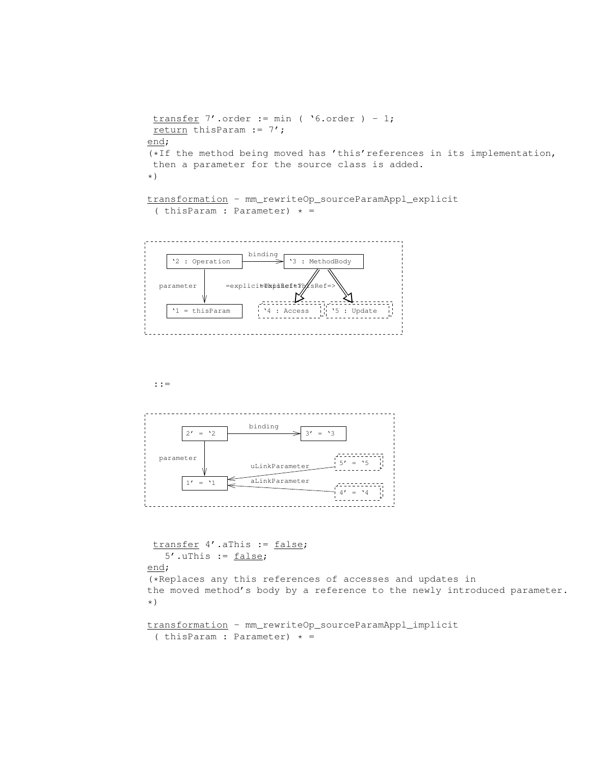```
 transfer 7'.order := min ( `6.order ) - 1;
 return thisParam := 7';
end;
(*If the method being moved has 'this'references in its implementation,
 then a parameter for the source class is added.
*)

transformation - mm_rewriteOp_sourceParamAppl_explicit
 ( thisParam : Parameter) * =
```

`2 : Operation — binding → `3 : MethodBody

parameter → `1 = thisParam

=explicitThisRef=> `4 : Access

=explicitThisRef=> `5 : Update

```
 ::=
```

2' = `2 — binding → 3' = `3

parameter → 1' = `1

5' = `5 — uLinkParameter → 1' = `1

4' = `4 — aLinkParameter → 1' = `1

```
 transfer 4'.aThis := false;
   5'.uThis := false;
end;
(*Replaces any this references of accesses and updates in
the moved method's body by a reference to the newly introduced parameter.
*)

transformation - mm_rewriteOp_sourceParamAppl_implicit
 ( thisParam : Parameter) * =
```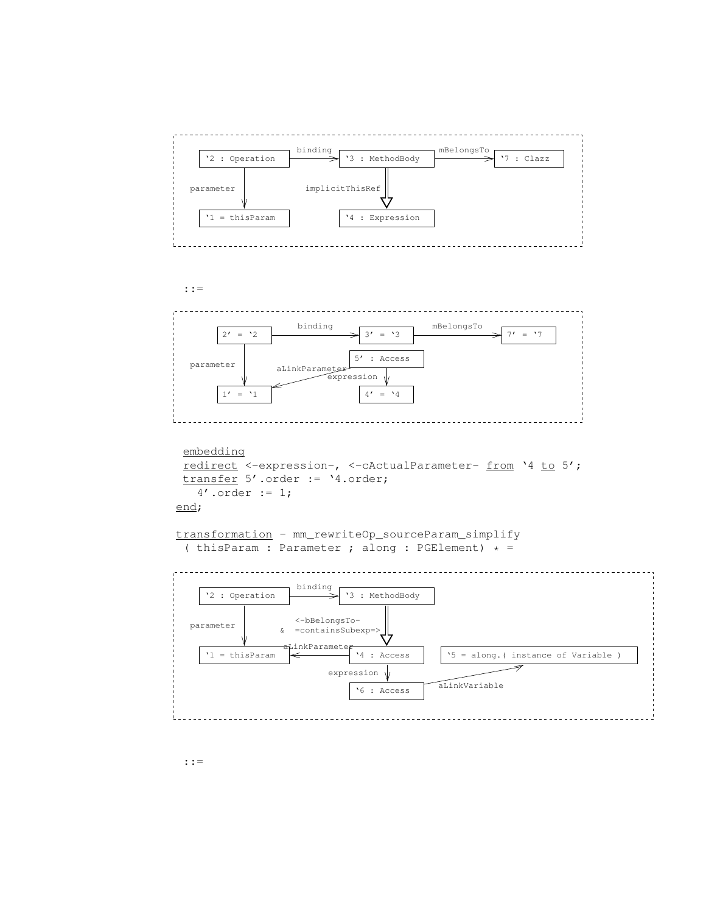```
'2 : Operation  --binding-->  '3 : MethodBody  --mBelongsTo-->  '7 : Clazz
'2 : Operation  --parameter-->  '1 = thisParam
'3 : MethodBody  ==implicitThisRef==>  '4 : Expression
```

::=

```
2' = '2  --binding-->  3' = '3  --mBelongsTo-->  7' = '7
2' = '2  --parameter-->  1' = '1
5' : Access  --aLinkParameter-->  1' = '1
5' : Access  --expression-->  4' = '4
```

```
embedding
redirect <-expression-, <-cActualParameter- from '4 to 5';
transfer 5'.order := '4.order;
  4'.order := 1;
end;
```

```
transformation - mm_rewriteOp_sourceParam_simplify
 ( thisParam : Parameter ; along : PGElement) * =
```

```
'2 : Operation  --binding-->  '3 : MethodBody
'2 : Operation  --parameter-->  '1 = thisParam
'3 : MethodBody  <-bBelongsTo- & =containsSubexp=>  '4 : Access
'4 : Access  --aLinkParameter-->  '1 = thisParam
'4 : Access  --expression-->  '6 : Access
'6 : Access  --aLinkVariable-->  '5 = along.( instance of Variable )
```

::=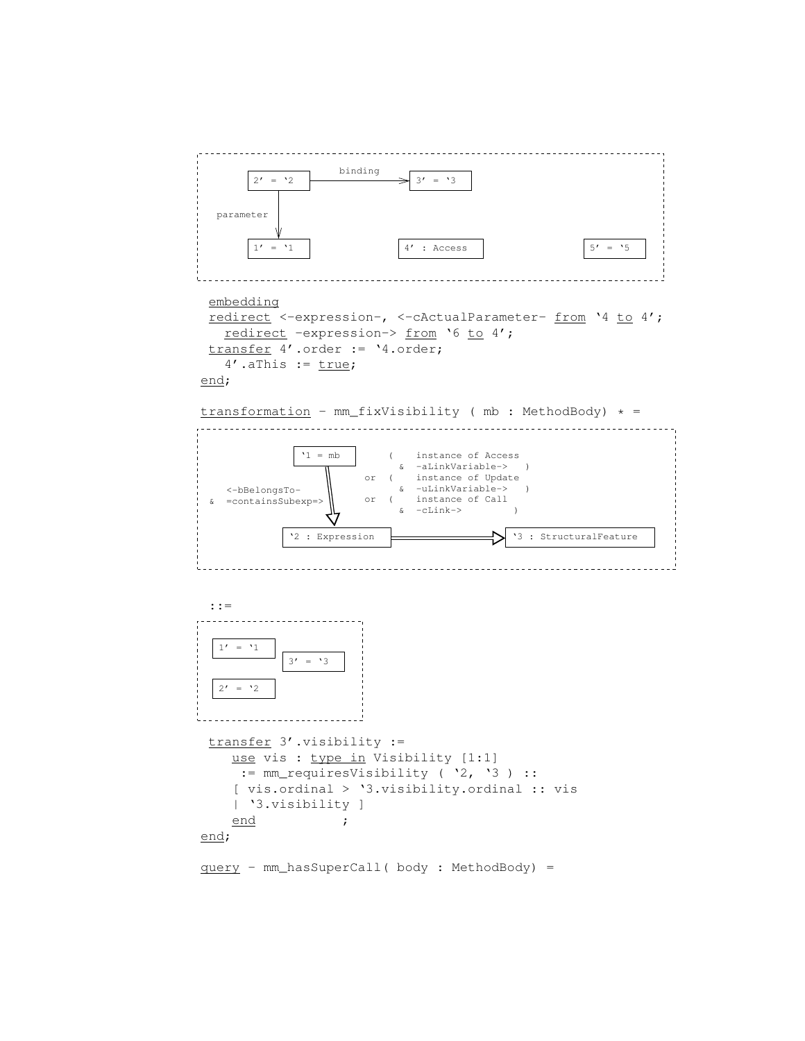```
 ┌ - - - - - - - - - - - - - - - - - - - - - - - - - - - - - - - - - - - - - - - ┐
        ┌─────────┐        binding         ┌─────────┐
        │ 2' = `2 │ ─────────────────────> │ 3' = `3 │
        └─────────┘                        └─────────┘
             │
   parameter │
             v
        ┌─────────┐              ┌─────────────┐                 ┌─────────┐
        │ 1' = `1 │              │ 4' : Access │                 │ 5' = `5 │
        └─────────┘              └─────────────┘                 └─────────┘
 └ - - - - - - - - - - - - - - - - - - - - - - - - - - - - - - - - - - - - - - - ┘

 embedding
 redirect <-expression-, <-cActualParameter- from `4 to 4';
   redirect -expression-> from `6 to 4';
 transfer 4'.order := `4.order;
   4'.aThis := true;
end;

transformation - mm_fixVisibility ( mb : MethodBody) * =
```

```
 ┌ - - - - - - - - - - - - - - - - - - - - - - - - - - - - - - - - - - - - - - - - ┐
            ┌──────────┐       (    instance of Access
            │ `1 = mb  │         &  -aLinkVariable->   )
            └──────────┘    or (    instance of Update
                 ║               &  -uLinkVariable->   )
   <-bBelongsTo- ║          or (    instance of Call
 & =containsSubexp=>             &  -cLink->         )
                 v
        ┌────────────────┐           ┌─────────────────────────┐
        │ `2 : Expression│ ========> │ `3 : StructuralFeature  │
        └────────────────┘           └─────────────────────────┘
 └ - - - - - - - - - - - - - - - - - - - - - - - - - - - - - - - - - - - - - - - - ┘

  ::=

 ┌ - - - - - - - - - - - - ┐
   ┌─────────┐
   │ 1' = `1 │ ┌─────────┐
   └─────────┘ │ 3' = `3 │
               └─────────┘
   ┌─────────┐
   │ 2' = `2 │
   └─────────┘
 └ - - - - - - - - - - - - ┘

 transfer 3'.visibility :=
    use vis : type in Visibility [1:1]
     := mm_requiresVisibility ( `2, `3 ) ::
    [ vis.ordinal > `3.visibility.ordinal :: vis
    | `3.visibility ]
    end            ;
end;

query - mm_hasSuperCall( body : MethodBody) =
```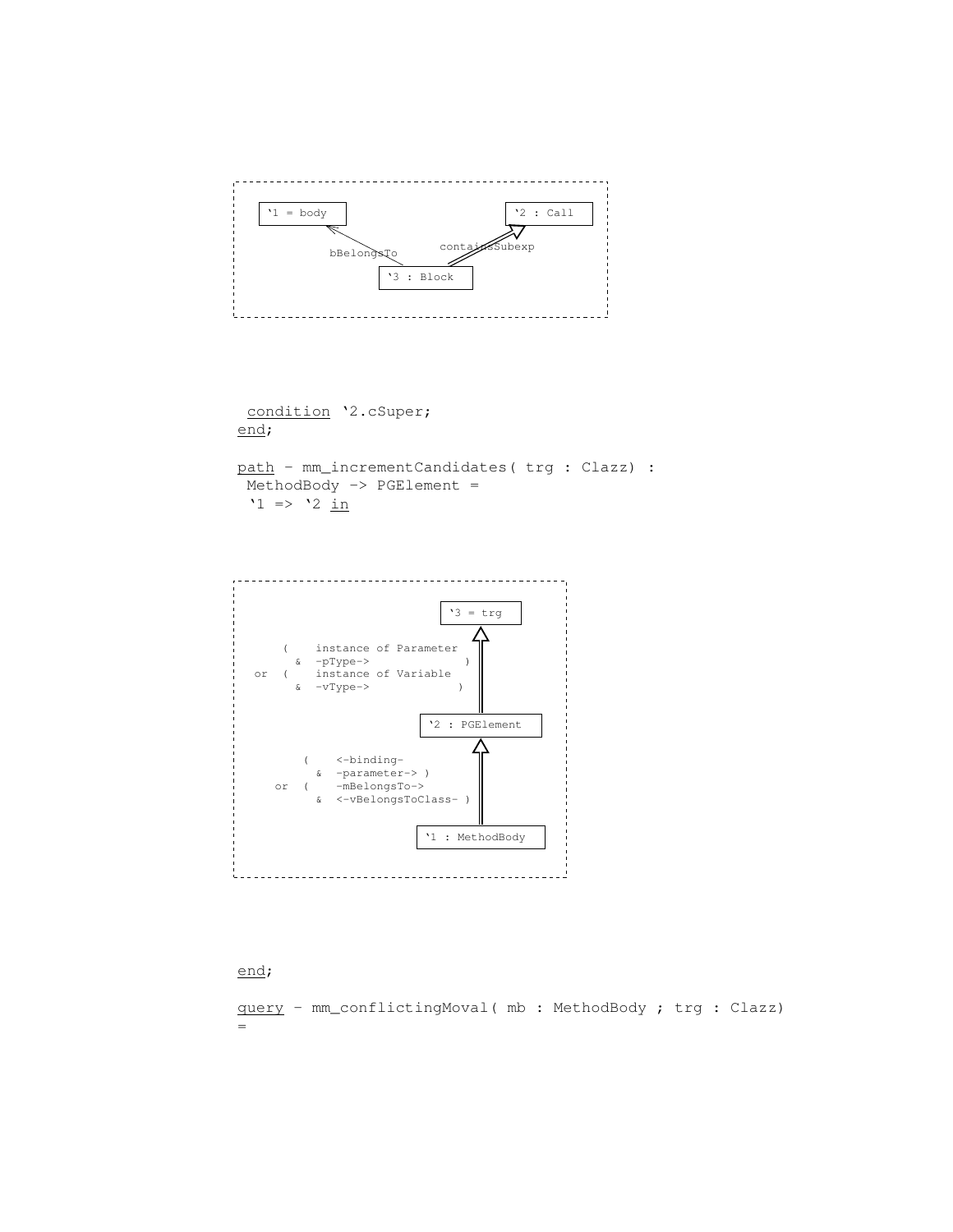```
'1 = body                                    '2 : Call

        bBelongsTo            containsSubexp

                    '3 : Block
```

```
 condition '2.cSuper;
end;

path - mm_incrementCandidates( trg : Clazz) :
 MethodBody -> PGElement =
 '1 => '2 in
```

```
                                  '3 = trg

     (    instance of Parameter
       &  -pType->                )
 or  (    instance of Variable
       &  -vType->                )

                              '2 : PGElement

        (    <-binding-
          &  -parameter-> )
    or  (    -mBelongsTo->
          &  <-vBelongsToClass- )

                              '1 : MethodBody
```

```
end;

query - mm_conflictingMoval( mb : MethodBody ; trg : Clazz)
=
```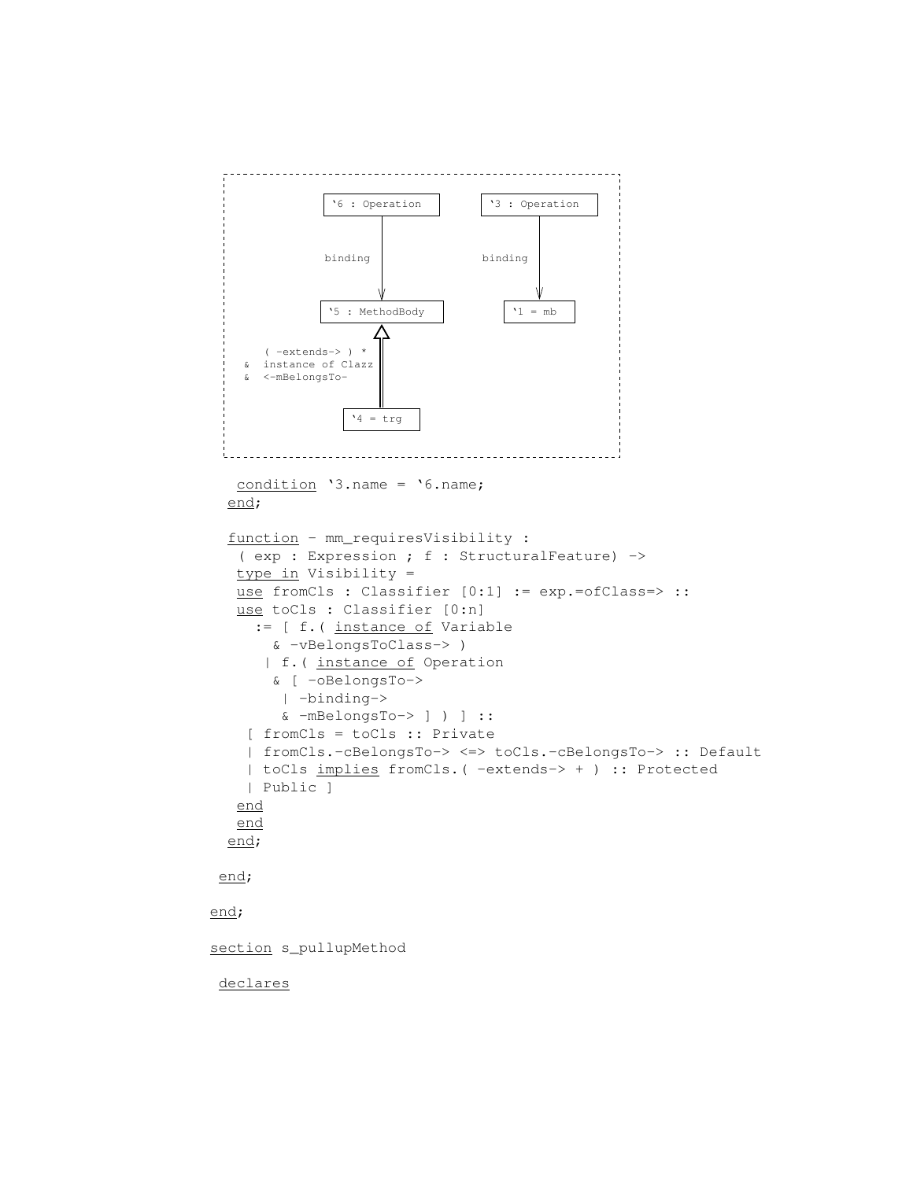```
'6 : Operation                 '3 : Operation
      |                              |
   binding                        binding
      |                              |
      v                              v
'5 : MethodBody                  '1 = mb
      ^
      |   ( -extends-> ) *
      |   & instance of Clazz
      |   & <-mBelongsTo-
      |
   '4 = trg
```

```
   condition '3.name = '6.name;
  end;

  function - mm_requiresVisibility :
   ( exp : Expression ; f : StructuralFeature) ->
   type in Visibility =
   use fromCls : Classifier [0:1] := exp.=ofClass=> ::
   use toCls : Classifier [0:n]
     := [ f.( instance of Variable
       & -vBelongsToClass-> )
      | f.( instance of Operation
       & [ -oBelongsTo->
        | -binding->
        & -mBelongsTo-> ] ) ] ::
    [ fromCls = toCls :: Private
    | fromCls.-cBelongsTo-> <=> toCls.-cBelongsTo-> :: Default
    | toCls implies fromCls.( -extends-> + ) :: Protected
    | Public ]
   end
   end
  end;

 end;

end;

section s_pullupMethod

 declares
```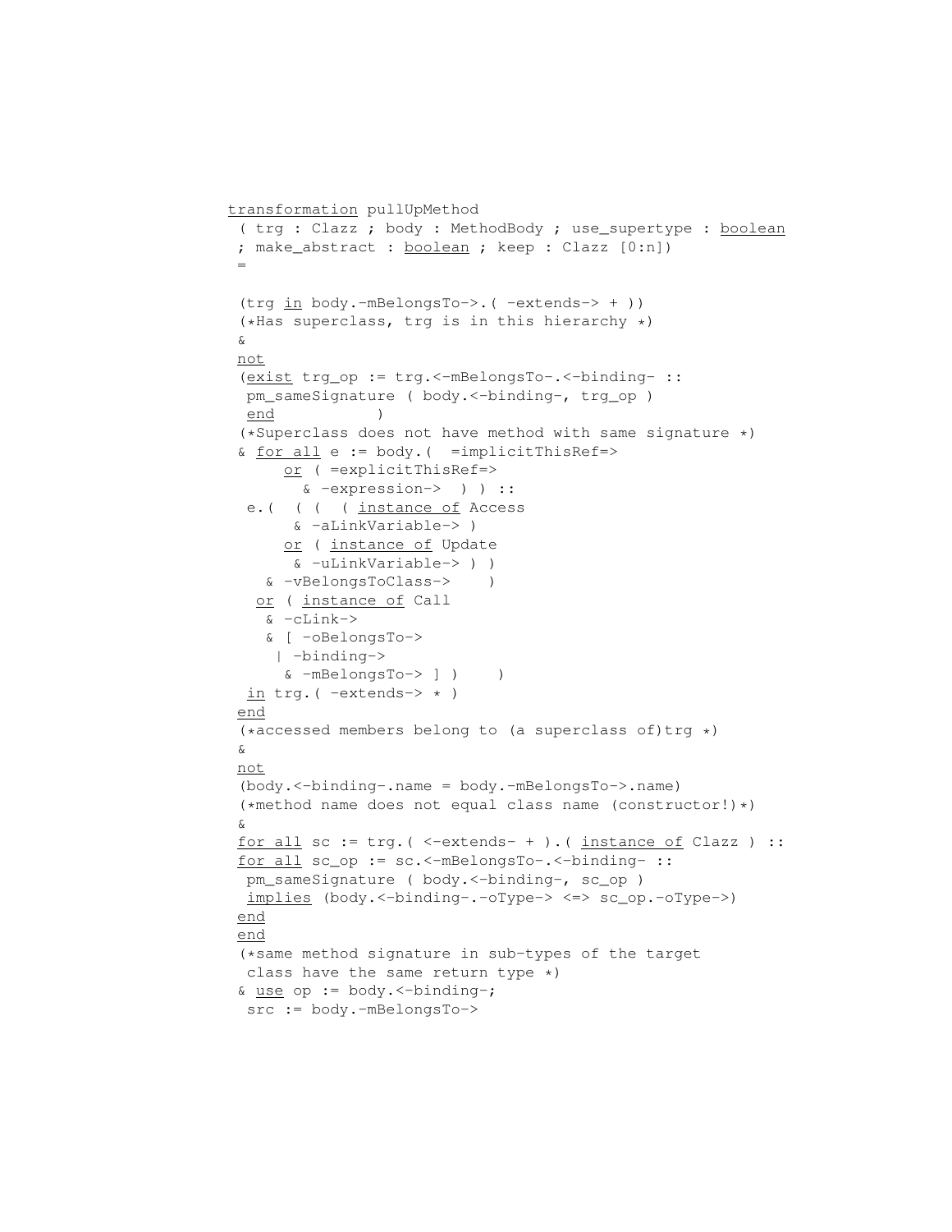```
transformation pullUpMethod
 ( trg : Clazz ; body : MethodBody ; use_supertype : boolean
 ; make_abstract : boolean ; keep : Clazz [0:n])
 =

 (trg in body.-mBelongsTo->.( -extends-> + ))
 (*Has superclass, trg is in this hierarchy *)
 &
 not
 (exist trg_op := trg.<-mBelongsTo-.<-binding- ::
  pm_sameSignature ( body.<-binding-, trg_op )
  end          )
 (*Superclass does not have method with same signature *)
 & for all e := body.(  =implicitThisRef=>
      or ( =explicitThisRef=>
        & -expression->  ) ) ::
  e.(  ( (  ( instance of Access
       & -aLinkVariable-> )
      or ( instance of Update
       & -uLinkVariable-> ) )
    & -vBelongsToClass->    )
   or ( instance of Call
    & -cLink->
    & [ -oBelongsTo->
     | -binding->
     & -mBelongsTo-> ] )    )
  in trg.( -extends-> * )
 end
 (*accessed members belong to (a superclass of)trg *)
 &
 not
 (body.<-binding-.name = body.-mBelongsTo->.name)
 (*method name does not equal class name (constructor!)*)
 &
 for all sc := trg.( <-extends- + ).( instance of Clazz ) ::
 for all sc_op := sc.<-mBelongsTo-.<-binding- ::
  pm_sameSignature ( body.<-binding-, sc_op )
  implies (body.<-binding-.-oType-> <=> sc_op.-oType->)
 end
 end
 (*same method signature in sub-types of the target
  class have the same return type *)
 & use op := body.<-binding-;
  src := body.-mBelongsTo->
```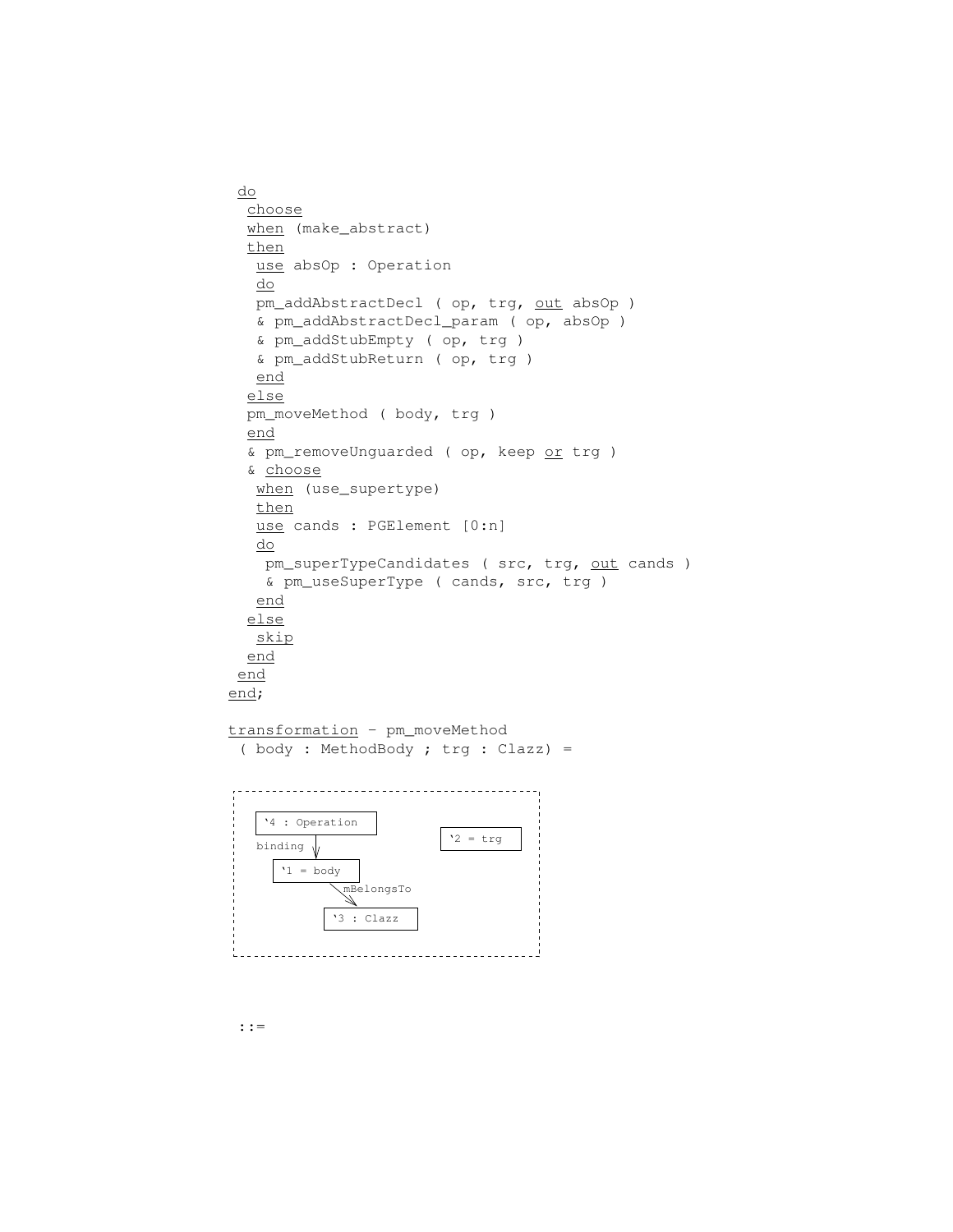```
 do
  choose
  when (make_abstract)
  then
   use absOp : Operation
   do
   pm_addAbstractDecl ( op, trg, out absOp )
   & pm_addAbstractDecl_param ( op, absOp )
   & pm_addStubEmpty ( op, trg )
   & pm_addStubReturn ( op, trg )
   end
  else
  pm_moveMethod ( body, trg )
  end
  & pm_removeUnguarded ( op, keep or trg )
  & choose
   when (use_supertype)
   then
   use cands : PGElement [0:n]
   do
    pm_superTypeCandidates ( src, trg, out cands )
    & pm_useSuperType ( cands, src, trg )
   end
  else
   skip
  end
 end
end;

transformation - pm_moveMethod
 ( body : MethodBody ; trg : Clazz) =
```

```
'4 : Operation          '2 = trg
  | binding
  v
'1 = body
  | mBelongsTo
  v
'3 : Clazz
```

```
 ::=
```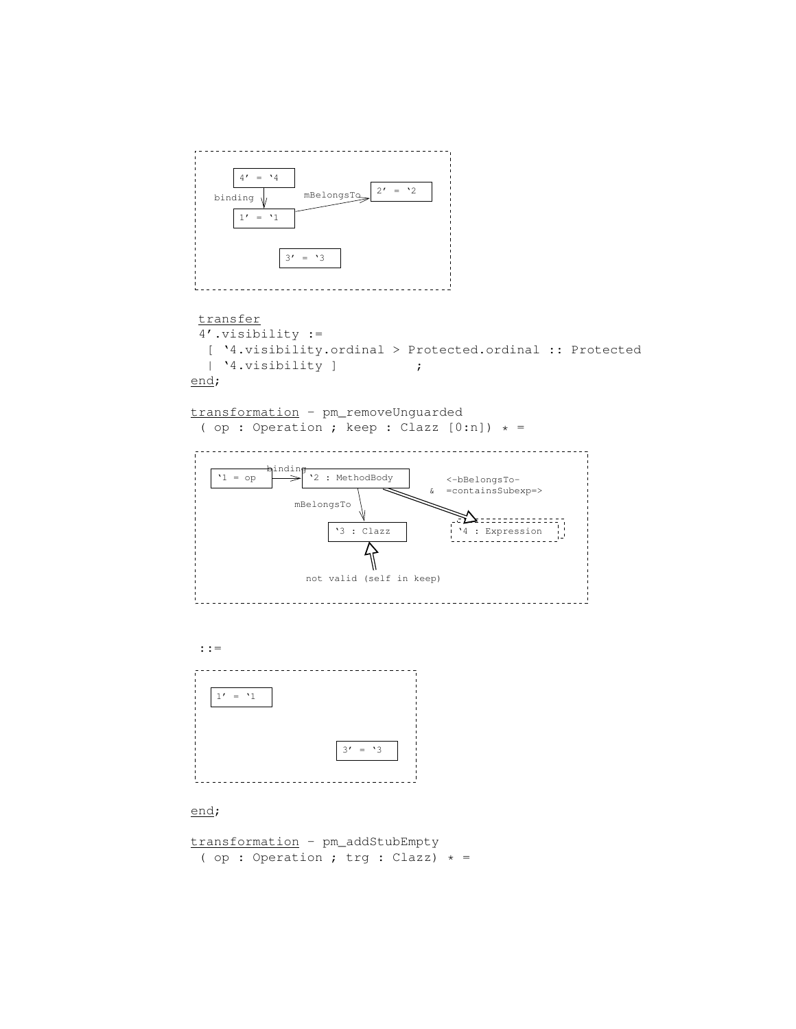```
4' = `4
binding
1' = `1
mBelongsTo
2' = `2
3' = `3
```

```
transfer
 4'.visibility :=
  [ `4.visibility.ordinal > Protected.ordinal :: Protected
  | `4.visibility ]          ;
end;

transformation - pm_removeUnguarded
 ( op : Operation ; keep : Clazz [0:n]) * =
```

```
`1 = op  --binding-->  `2 : MethodBody
mBelongsTo
`3 : Clazz
<-bBelongsTo-
& =containsSubexp=>
`4 : Expression
not valid (self in keep)
```

```
 ::=
```

```
1' = `1
3' = `3
```

```
end;

transformation - pm_addStubEmpty
 ( op : Operation ; trg : Clazz) * =
```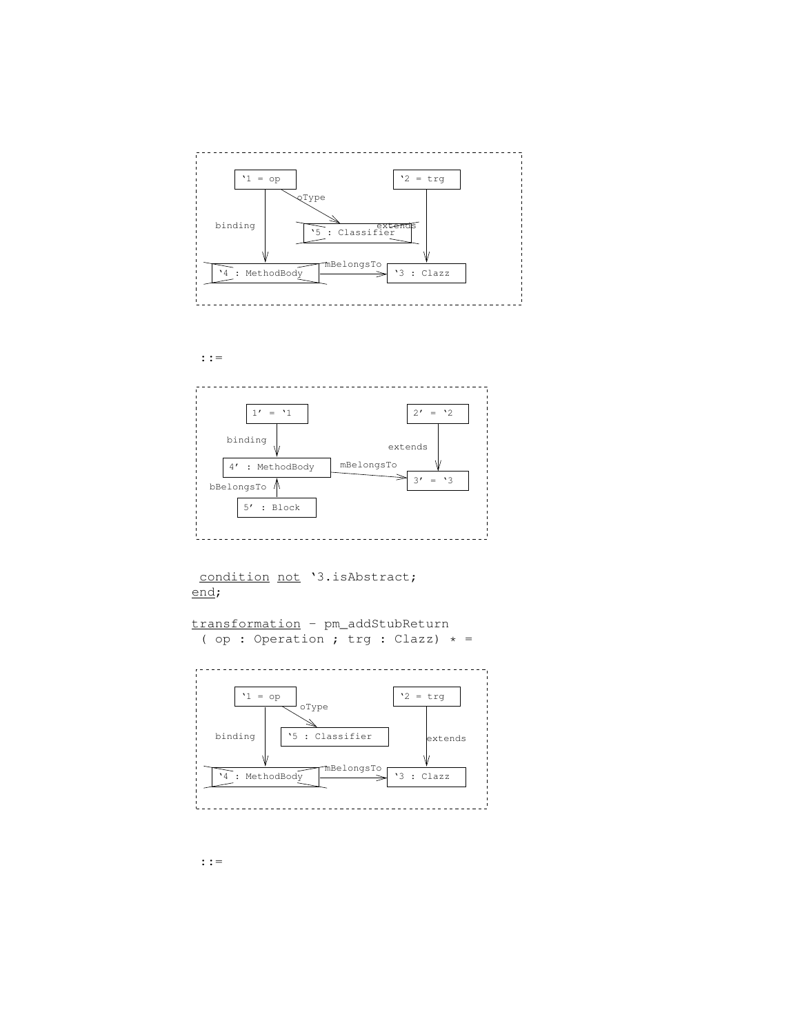```
  `1 = op                        `2 = trg
      |  \ oType                     |
binding|   \                         |
      |   `5 : Classifier   extends  |
      v                              v
  `4 : MethodBody --mBelongsTo--> `3 : Clazz
```

::=

```
  1' = `1                  2' = `2
      | binding                | extends
      v                        v
  4' : MethodBody --mBelongsTo--> 3' = `3
      ^ bBelongsTo
      |
  5' : Block
```

condition not `3.isAbstract;
end;

transformation – pm_addStubReturn
( op : Operation ; trg : Clazz) * =

```
  `1 = op                        `2 = trg
      |  \ oType                     |
binding|   `5 : Classifier           | extends
      v                              v
  `4 : MethodBody --mBelongsTo--> `3 : Clazz
```

::=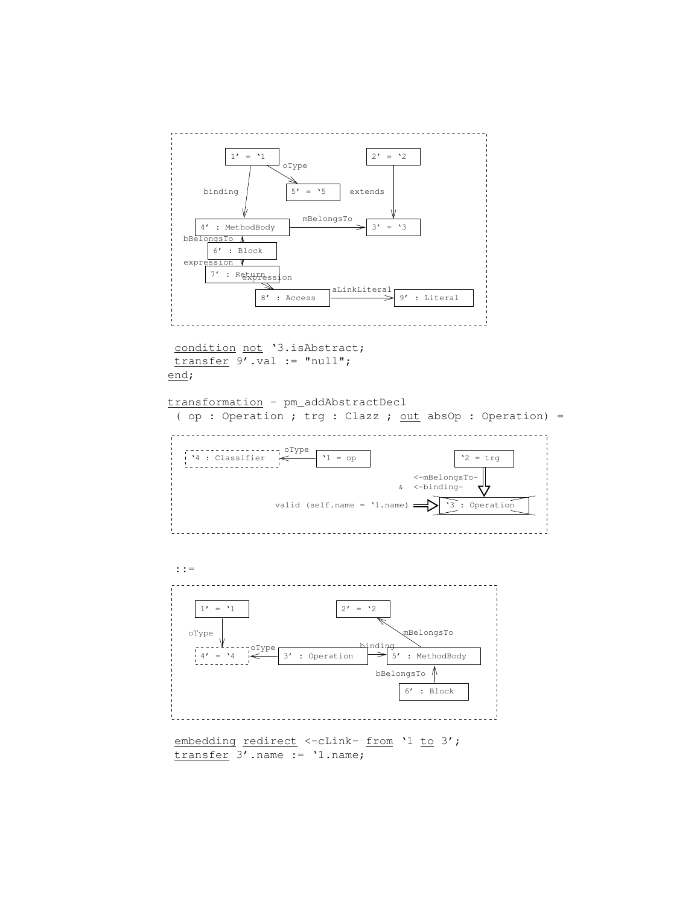```
1' = `1        oType --> 5' = `5
2' = `2        extends --> 3' = `3
1' --binding--> 4' : MethodBody
4' : MethodBody --mBelongsTo--> 3' = `3
6' : Block --bBelongsTo--> 4' : MethodBody
6' : Block --expression--> 7' : Return
7' : Return --expression--> 8' : Access
8' : Access --aLinkLiteral--> 9' : Literal
```

condition not `3.isAbstract;
transfer 9'.val := "null";
end;

transformation - pm_addAbstractDecl
( op : Operation ; trg : Clazz ; out absOp : Operation) =

```
`1 = op --oType--> `4 : Classifier
`2 = trg  <-mBelongsTo- & <-binding-  `3 : Operation
valid (self.name = `1.name) ==> `3 : Operation
```

::=

```
1' = `1 --oType--> 4' = `4
3' : Operation --oType--> 4' = `4
3' : Operation --binding--> 5' : MethodBody
5' : MethodBody --mBelongsTo--> 2' = `2
6' : Block --bBelongsTo--> 5' : MethodBody
```

embedding redirect <-cLink- from `1 to 3';
transfer 3'.name := `1.name;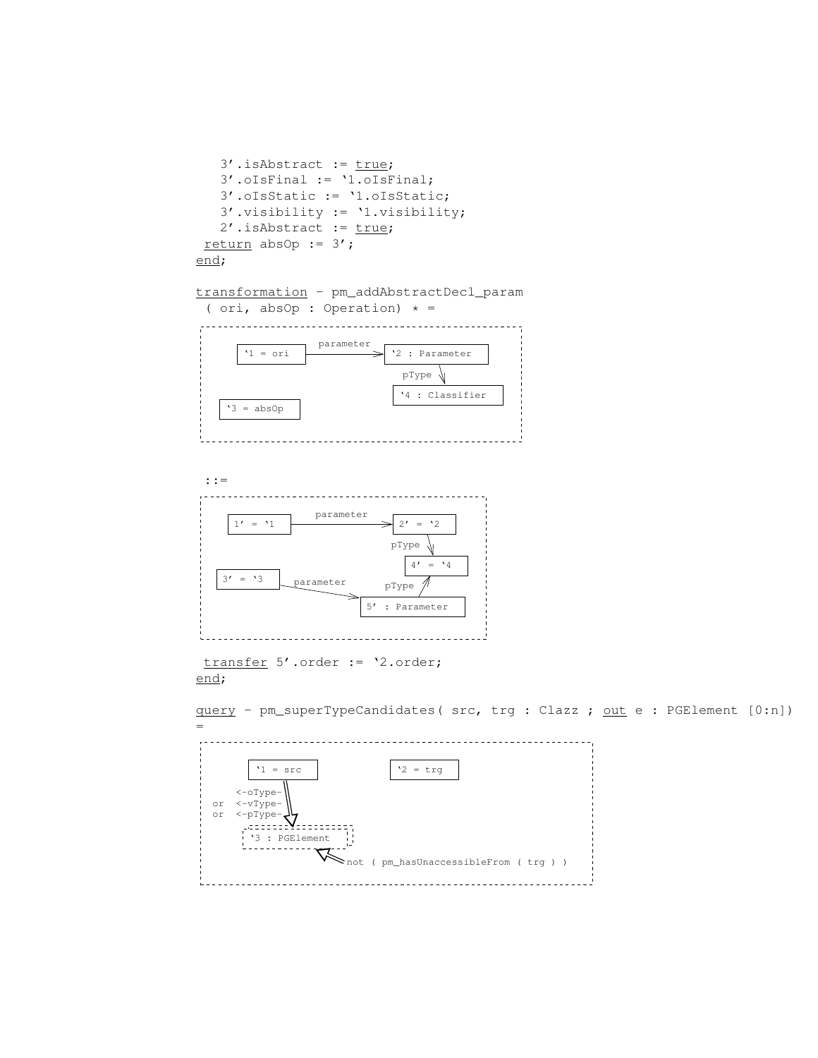```
   3'.isAbstract := true;
   3'.oIsFinal := `1.oIsFinal;
   3'.oIsStatic := `1.oIsStatic;
   3'.visibility := `1.visibility;
   2'.isAbstract := true;
 return absOp := 3';
end;
```

```
transformation - pm_addAbstractDecl_param
 ( ori, absOp : Operation) * =
```

```
`1 = ori  --parameter-->  `2 : Parameter
                          `2 --pType--> `4 : Classifier
`3 = absOp
```

```
 ::=
```

```
1' = `1  --parameter-->  2' = `2
                         2' --pType--> 4' = `4
3' = `3  --parameter-->  5' : Parameter
                         5' --pType--> 4' = `4
```

```
 transfer 5'.order := `2.order;
end;
```

```
query - pm_superTypeCandidates( src, trg : Clazz ; out e : PGElement [0:n])
=
```

```
`1 = src                    `2 = trg
    <-oType-
 or <-vType-
 or <-pType-
`3 : PGElement
    not ( pm_hasUnaccessibleFrom ( trg ) )
```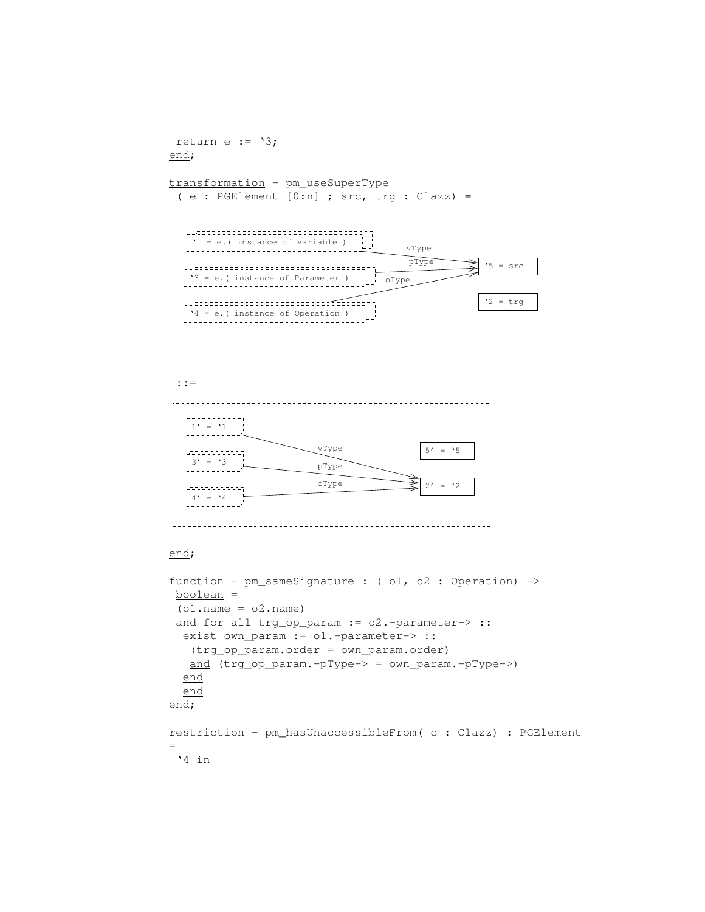```
 return e := '3;
end;

transformation - pm_useSuperType
 ( e : PGElement [0:n] ; src, trg : Clazz) =
```

```
'1 = e.( instance of Variable )   --vType-->  '5 = src
'3 = e.( instance of Parameter )  --pType-->  '5 = src
'4 = e.( instance of Operation )  --oType-->  '5 = src
                                              '2 = trg
```

```
 ::=
```

```
1' = '1  --vType-->  2' = '2
3' = '3  --pType-->  2' = '2
4' = '4  --oType-->  2' = '2
                     5' = '5
```

```
end;

function - pm_sameSignature : ( o1, o2 : Operation) ->
 boolean =
 (o1.name = o2.name)
 and for all trg_op_param := o2.-parameter-> ::
  exist own_param := o1.-parameter-> ::
   (trg_op_param.order = own_param.order)
   and (trg_op_param.-pType-> = own_param.-pType->)
  end
  end
end;

restriction - pm_hasUnaccessibleFrom( c : Clazz) : PGElement
=
 '4 in
```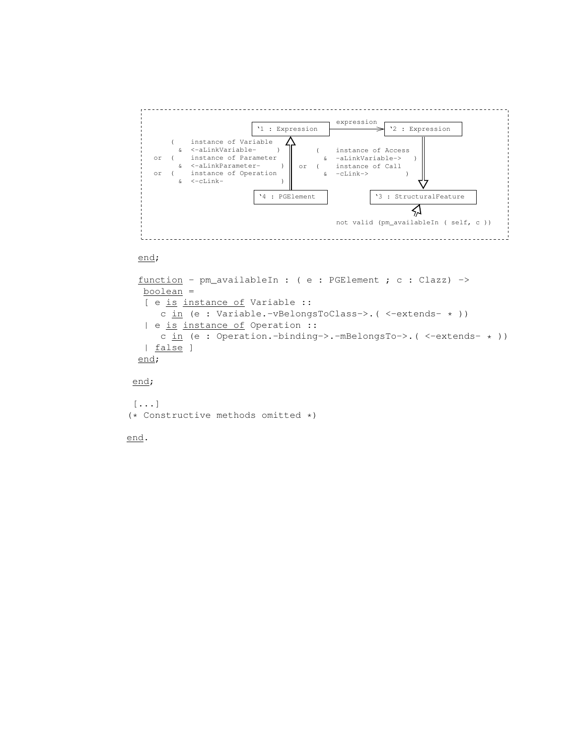```
`1 : Expression  --expression-->  `2 : Expression

  (    instance of Variable
     & <-aLinkVariable-     )
or (   instance of Parameter
     & <-aLinkParameter-    )
or (   instance of Operation
     & <-cLink-             )

`4 : PGElement

  (    instance of Access
     & -aLinkVariable->   )
or (   instance of Call
     & -cLink->           )

`3 : StructuralFeature

not valid (pm_availableIn ( self, c ))
```

```
  end;

  function - pm_availableIn : ( e : PGElement ; c : Clazz) ->
   boolean =
   [ e is instance of Variable ::
      c in (e : Variable.-vBelongsToClass->.( <-extends- * ))
   | e is instance of Operation ::
      c in (e : Operation.-binding->.-mBelongsTo->.( <-extends- * ))
   | false ]
  end;

 end;

 [...]
(* Constructive methods omitted *)

end.
```